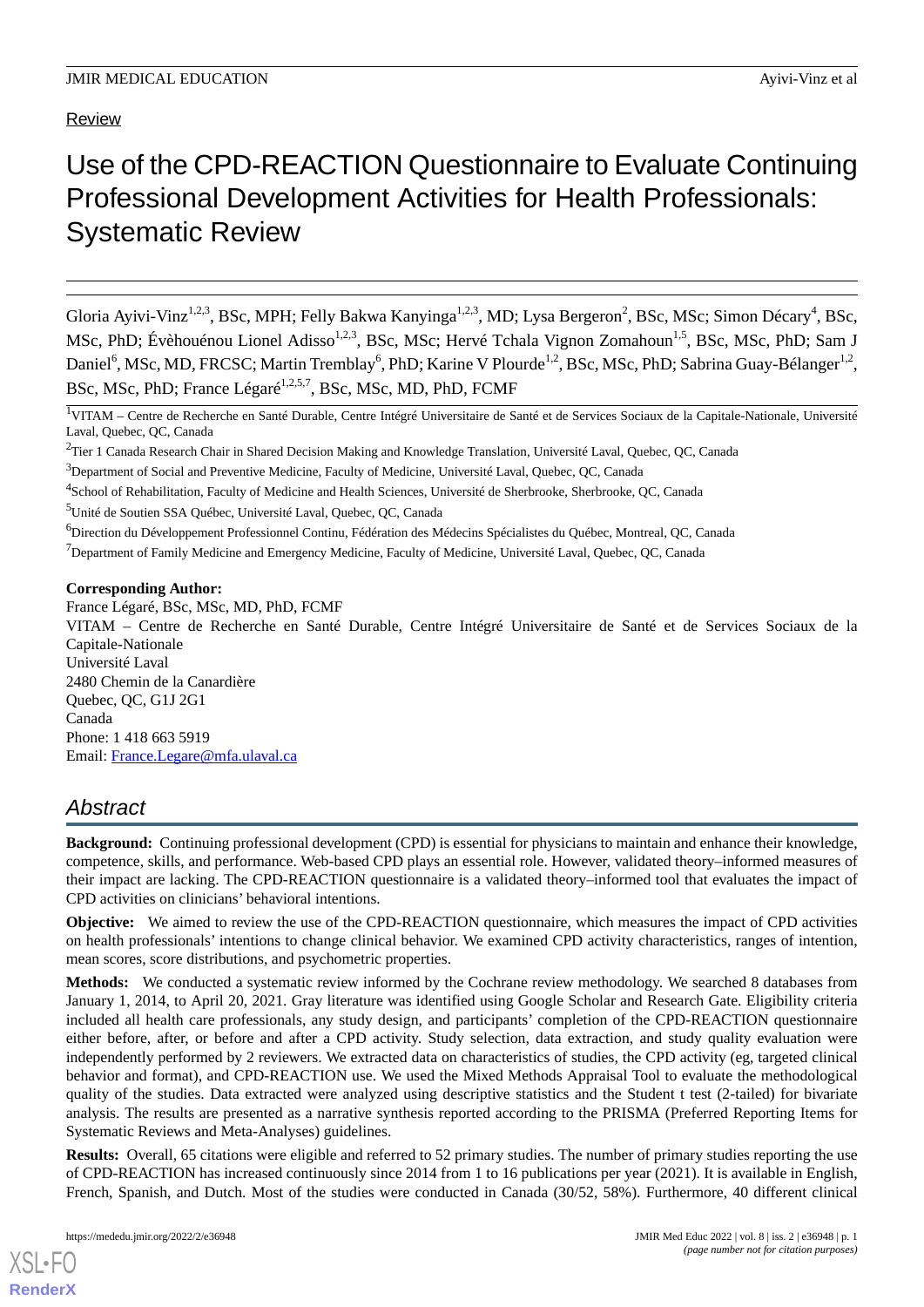Review

# Use of the CPD-REACTION Questionnaire to Evaluate Continuing Professional Development Activities for Health Professionals: Systematic Review

Gloria Ayivi-Vinz[1,2,3], BSc, MPH; Felly Bakwa Kanyinga[1,2,3], MD; Lysa Bergeron[2], BSc, MSc; Simon Décary[4], BSc, MSc, PhD; Évèhouénou Lionel Adisso[1,2,3], BSc, MSc; Hervé Tchala Vignon Zomahoun[1,5], BSc, MSc, PhD; Sam J Daniel[6], MSc, MD, FRCSC; Martin Tremblay[6], PhD; Karine V Plourde[1,2], BSc, MSc, PhD; Sabrina Guay-Bélanger[1,2], BSc, MSc, PhD; France Légaré[1,2,5,7], BSc, MSc, MD, PhD, FCMF

[1]VITAM – Centre de Recherche en Santé Durable, Centre Intégré Universitaire de Santé et de Services Sociaux de la Capitale-Nationale, Université Laval, Quebec, QC, Canada

[2]Tier 1 Canada Research Chair in Shared Decision Making and Knowledge Translation, Université Laval, Quebec, QC, Canada

[3]Department of Social and Preventive Medicine, Faculty of Medicine, Université Laval, Quebec, QC, Canada

[4]School of Rehabilitation, Faculty of Medicine and Health Sciences, Université de Sherbrooke, Sherbrooke, QC, Canada

[5]Unité de Soutien SSA Québec, Université Laval, Quebec, QC, Canada

[6]Direction du Développement Professionnel Continu, Fédération des Médecins Spécialistes du Québec, Montreal, QC, Canada

[7]Department of Family Medicine and Emergency Medicine, Faculty of Medicine, Université Laval, Quebec, QC, Canada

**Corresponding Author:**
France Légaré, BSc, MSc, MD, PhD, FCMF
VITAM – Centre de Recherche en Santé Durable, Centre Intégré Universitaire de Santé et de Services Sociaux de la Capitale-Nationale
Université Laval
2480 Chemin de la Canardière
Quebec, QC, G1J 2G1
Canada
Phone: 1 418 663 5919
Email: France.Legare@mfa.ulaval.ca

## Abstract

**Background:** Continuing professional development (CPD) is essential for physicians to maintain and enhance their knowledge, competence, skills, and performance. Web-based CPD plays an essential role. However, validated theory–informed measures of their impact are lacking. The CPD-REACTION questionnaire is a validated theory–informed tool that evaluates the impact of CPD activities on clinicians' behavioral intentions.

**Objective:** We aimed to review the use of the CPD-REACTION questionnaire, which measures the impact of CPD activities on health professionals' intentions to change clinical behavior. We examined CPD activity characteristics, ranges of intention, mean scores, score distributions, and psychometric properties.

**Methods:** We conducted a systematic review informed by the Cochrane review methodology. We searched 8 databases from January 1, 2014, to April 20, 2021. Gray literature was identified using Google Scholar and Research Gate. Eligibility criteria included all health care professionals, any study design, and participants' completion of the CPD-REACTION questionnaire either before, after, or before and after a CPD activity. Study selection, data extraction, and study quality evaluation were independently performed by 2 reviewers. We extracted data on characteristics of studies, the CPD activity (eg, targeted clinical behavior and format), and CPD-REACTION use. We used the Mixed Methods Appraisal Tool to evaluate the methodological quality of the studies. Data extracted were analyzed using descriptive statistics and the Student t test (2-tailed) for bivariate analysis. The results are presented as a narrative synthesis reported according to the PRISMA (Preferred Reporting Items for Systematic Reviews and Meta-Analyses) guidelines.

**Results:** Overall, 65 citations were eligible and referred to 52 primary studies. The number of primary studies reporting the use of CPD-REACTION has increased continuously since 2014 from 1 to 16 publications per year (2021). It is available in English, French, Spanish, and Dutch. Most of the studies were conducted in Canada (30/52, 58%). Furthermore, 40 different clinical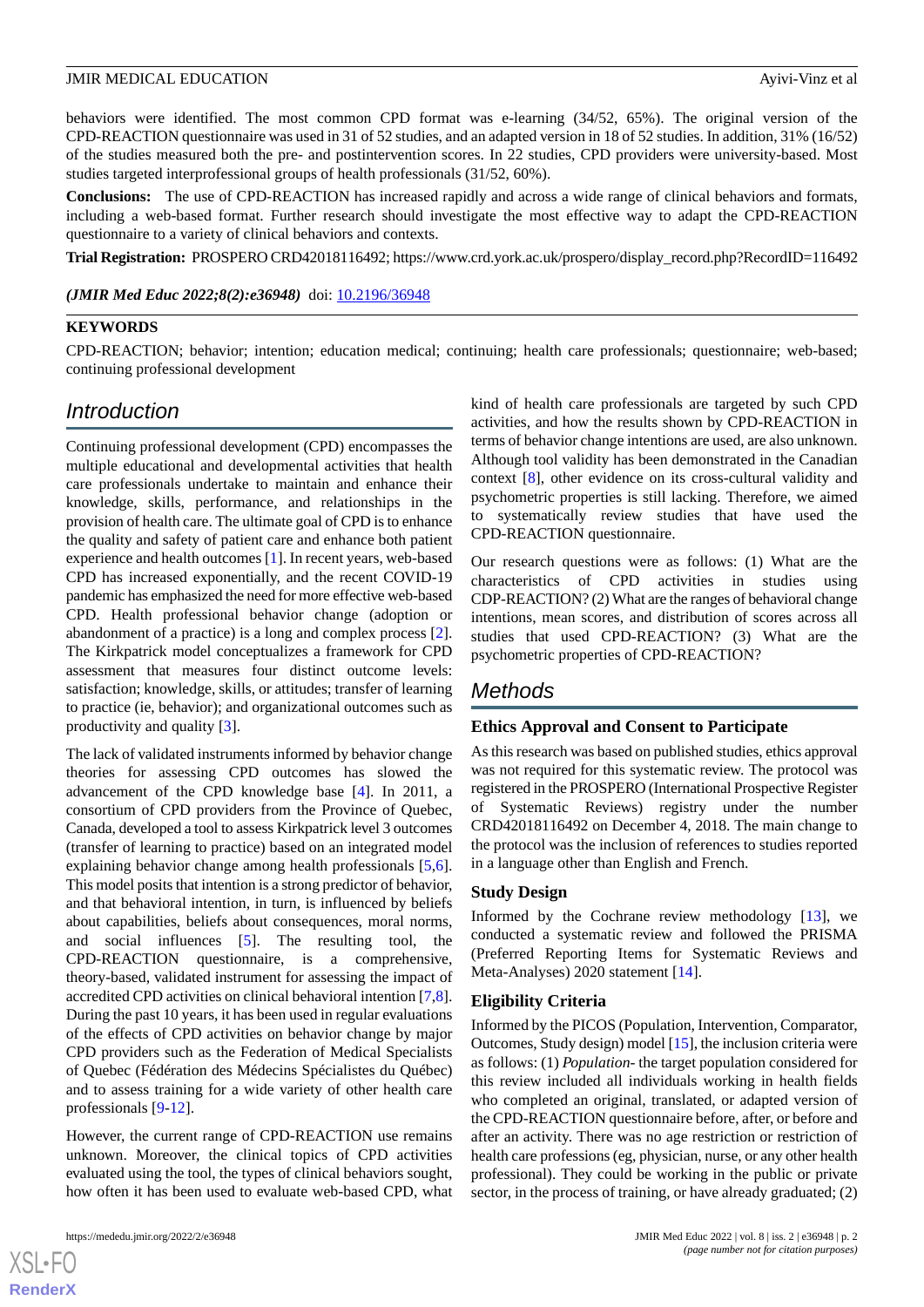behaviors were identified. The most common CPD format was e-learning (34/52, 65%). The original version of the CPD-REACTION questionnaire was used in 31 of 52 studies, and an adapted version in 18 of 52 studies. In addition, 31% (16/52) of the studies measured both the pre- and postintervention scores. In 22 studies, CPD providers were university-based. Most studies targeted interprofessional groups of health professionals (31/52, 60%).

**Conclusions:** The use of CPD-REACTION has increased rapidly and across a wide range of clinical behaviors and formats, including a web-based format. Further research should investigate the most effective way to adapt the CPD-REACTION questionnaire to a variety of clinical behaviors and contexts.

**Trial Registration:** PROSPERO CRD42018116492; https://www.crd.york.ac.uk/prospero/display_record.php?RecordID=116492

***(JMIR Med Educ 2022;8(2):e36948)*** doi: 10.2196/36948

**KEYWORDS**

CPD-REACTION; behavior; intention; education medical; continuing; health care professionals; questionnaire; web-based; continuing professional development

## Introduction

Continuing professional development (CPD) encompasses the multiple educational and developmental activities that health care professionals undertake to maintain and enhance their knowledge, skills, performance, and relationships in the provision of health care. The ultimate goal of CPD is to enhance the quality and safety of patient care and enhance both patient experience and health outcomes [1]. In recent years, web-based CPD has increased exponentially, and the recent COVID-19 pandemic has emphasized the need for more effective web-based CPD. Health professional behavior change (adoption or abandonment of a practice) is a long and complex process [2]. The Kirkpatrick model conceptualizes a framework for CPD assessment that measures four distinct outcome levels: satisfaction; knowledge, skills, or attitudes; transfer of learning to practice (ie, behavior); and organizational outcomes such as productivity and quality [3].

The lack of validated instruments informed by behavior change theories for assessing CPD outcomes has slowed the advancement of the CPD knowledge base [4]. In 2011, a consortium of CPD providers from the Province of Quebec, Canada, developed a tool to assess Kirkpatrick level 3 outcomes (transfer of learning to practice) based on an integrated model explaining behavior change among health professionals [5,6]. This model posits that intention is a strong predictor of behavior, and that behavioral intention, in turn, is influenced by beliefs about capabilities, beliefs about consequences, moral norms, and social influences [5]. The resulting tool, the CPD-REACTION questionnaire, is a comprehensive, theory-based, validated instrument for assessing the impact of accredited CPD activities on clinical behavioral intention [7,8]. During the past 10 years, it has been used in regular evaluations of the effects of CPD activities on behavior change by major CPD providers such as the Federation of Medical Specialists of Quebec (Fédération des Médecins Spécialistes du Québec) and to assess training for a wide variety of other health care professionals [9-12].

However, the current range of CPD-REACTION use remains unknown. Moreover, the clinical topics of CPD activities evaluated using the tool, the types of clinical behaviors sought, how often it has been used to evaluate web-based CPD, what kind of health care professionals are targeted by such CPD activities, and how the results shown by CPD-REACTION in terms of behavior change intentions are used, are also unknown. Although tool validity has been demonstrated in the Canadian context [8], other evidence on its cross-cultural validity and psychometric properties is still lacking. Therefore, we aimed to systematically review studies that have used the CPD-REACTION questionnaire.

Our research questions were as follows: (1) What are the characteristics of CPD activities in studies using CDP-REACTION? (2) What are the ranges of behavioral change intentions, mean scores, and distribution of scores across all studies that used CPD-REACTION? (3) What are the psychometric properties of CPD-REACTION?

## Methods

### Ethics Approval and Consent to Participate

As this research was based on published studies, ethics approval was not required for this systematic review. The protocol was registered in the PROSPERO (International Prospective Register of Systematic Reviews) registry under the number CRD42018116492 on December 4, 2018. The main change to the protocol was the inclusion of references to studies reported in a language other than English and French.

### Study Design

Informed by the Cochrane review methodology [13], we conducted a systematic review and followed the PRISMA (Preferred Reporting Items for Systematic Reviews and Meta-Analyses) 2020 statement [14].

### Eligibility Criteria

Informed by the PICOS (Population, Intervention, Comparator, Outcomes, Study design) model [15], the inclusion criteria were as follows: (1) *Population*- the target population considered for this review included all individuals working in health fields who completed an original, translated, or adapted version of the CPD-REACTION questionnaire before, after, or before and after an activity. There was no age restriction or restriction of health care professions (eg, physician, nurse, or any other health professional). They could be working in the public or private sector, in the process of training, or have already graduated; (2)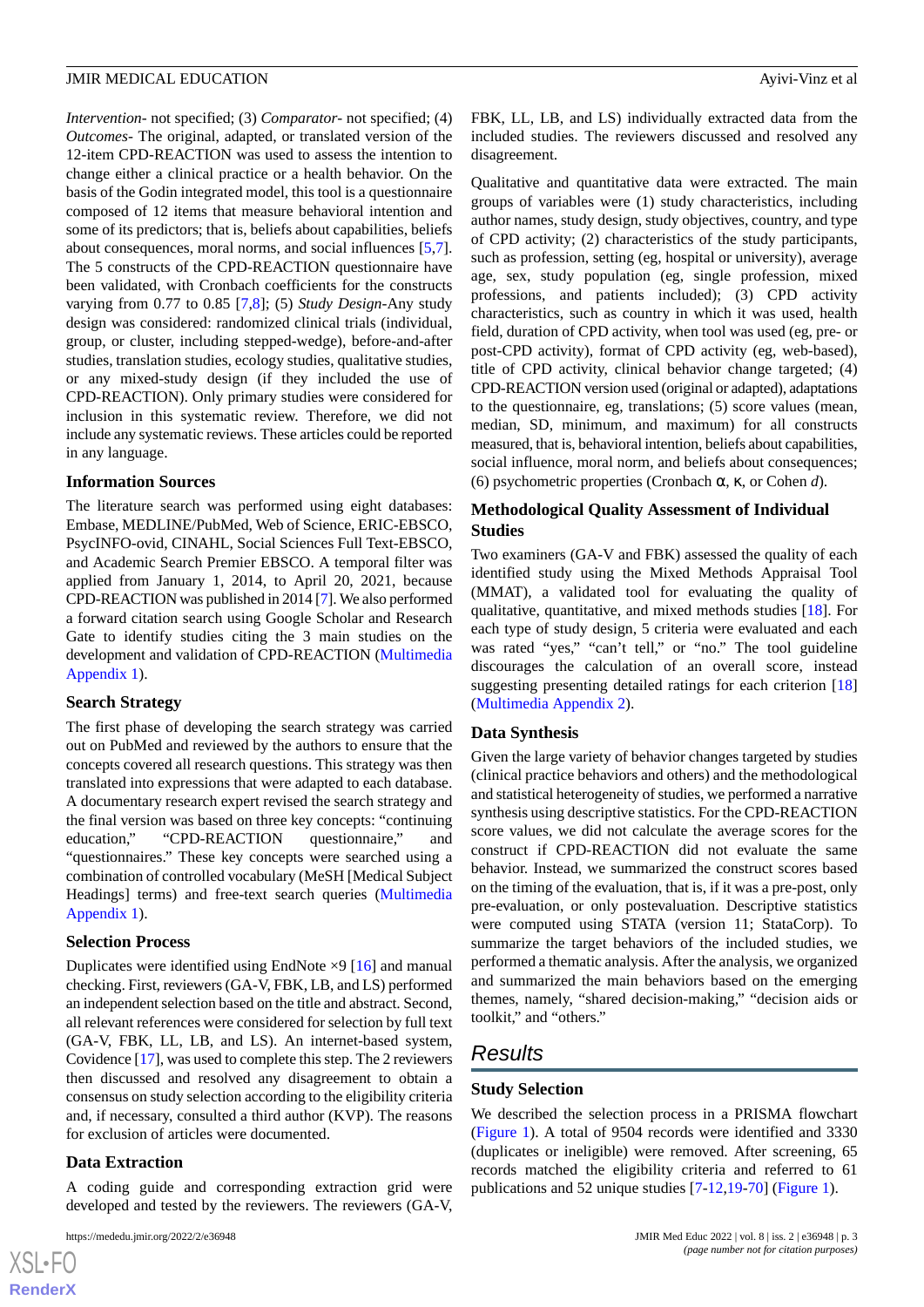*Intervention*- not specified; (3) *Comparator*- not specified; (4) *Outcomes*- The original, adapted, or translated version of the 12-item CPD-REACTION was used to assess the intention to change either a clinical practice or a health behavior. On the basis of the Godin integrated model, this tool is a questionnaire composed of 12 items that measure behavioral intention and some of its predictors; that is, beliefs about capabilities, beliefs about consequences, moral norms, and social influences [5,7]. The 5 constructs of the CPD-REACTION questionnaire have been validated, with Cronbach coefficients for the constructs varying from 0.77 to 0.85 [7,8]; (5) *Study Design*-Any study design was considered: randomized clinical trials (individual, group, or cluster, including stepped-wedge), before-and-after studies, translation studies, ecology studies, qualitative studies, or any mixed-study design (if they included the use of CPD-REACTION). Only primary studies were considered for inclusion in this systematic review. Therefore, we did not include any systematic reviews. These articles could be reported in any language.

### Information Sources

The literature search was performed using eight databases: Embase, MEDLINE/PubMed, Web of Science, ERIC-EBSCO, PsycINFO-ovid, CINAHL, Social Sciences Full Text-EBSCO, and Academic Search Premier EBSCO. A temporal filter was applied from January 1, 2014, to April 20, 2021, because CPD-REACTION was published in 2014 [7]. We also performed a forward citation search using Google Scholar and Research Gate to identify studies citing the 3 main studies on the development and validation of CPD-REACTION (Multimedia Appendix 1).

### Search Strategy

The first phase of developing the search strategy was carried out on PubMed and reviewed by the authors to ensure that the concepts covered all research questions. This strategy was then translated into expressions that were adapted to each database. A documentary research expert revised the search strategy and the final version was based on three key concepts: "continuing education," "CPD-REACTION questionnaire," and "questionnaires." These key concepts were searched using a combination of controlled vocabulary (MeSH [Medical Subject Headings] terms) and free-text search queries (Multimedia Appendix 1).

### Selection Process

Duplicates were identified using EndNote ×9 [16] and manual checking. First, reviewers (GA-V, FBK, LB, and LS) performed an independent selection based on the title and abstract. Second, all relevant references were considered for selection by full text (GA-V, FBK, LL, LB, and LS). An internet-based system, Covidence [17], was used to complete this step. The 2 reviewers then discussed and resolved any disagreement to obtain a consensus on study selection according to the eligibility criteria and, if necessary, consulted a third author (KVP). The reasons for exclusion of articles were documented.

### Data Extraction

A coding guide and corresponding extraction grid were developed and tested by the reviewers. The reviewers (GA-V, FBK, LL, LB, and LS) individually extracted data from the included studies. The reviewers discussed and resolved any disagreement.

Qualitative and quantitative data were extracted. The main groups of variables were (1) study characteristics, including author names, study design, study objectives, country, and type of CPD activity; (2) characteristics of the study participants, such as profession, setting (eg, hospital or university), average age, sex, study population (eg, single profession, mixed professions, and patients included); (3) CPD activity characteristics, such as country in which it was used, health field, duration of CPD activity, when tool was used (eg, pre- or post-CPD activity), format of CPD activity (eg, web-based), title of CPD activity, clinical behavior change targeted; (4) CPD-REACTION version used (original or adapted), adaptations to the questionnaire, eg, translations; (5) score values (mean, median, SD, minimum, and maximum) for all constructs measured, that is, behavioral intention, beliefs about capabilities, social influence, moral norm, and beliefs about consequences; (6) psychometric properties (Cronbach α, κ, or Cohen *d*).

### Methodological Quality Assessment of Individual Studies

Two examiners (GA-V and FBK) assessed the quality of each identified study using the Mixed Methods Appraisal Tool (MMAT), a validated tool for evaluating the quality of qualitative, quantitative, and mixed methods studies [18]. For each type of study design, 5 criteria were evaluated and each was rated "yes," "can't tell," or "no." The tool guideline discourages the calculation of an overall score, instead suggesting presenting detailed ratings for each criterion [18] (Multimedia Appendix 2).

### Data Synthesis

Given the large variety of behavior changes targeted by studies (clinical practice behaviors and others) and the methodological and statistical heterogeneity of studies, we performed a narrative synthesis using descriptive statistics. For the CPD-REACTION score values, we did not calculate the average scores for the construct if CPD-REACTION did not evaluate the same behavior. Instead, we summarized the construct scores based on the timing of the evaluation, that is, if it was a pre-post, only pre-evaluation, or only postevaluation. Descriptive statistics were computed using STATA (version 11; StataCorp). To summarize the target behaviors of the included studies, we performed a thematic analysis. After the analysis, we organized and summarized the main behaviors based on the emerging themes, namely, "shared decision-making," "decision aids or toolkit," and "others."

## Results

### Study Selection

We described the selection process in a PRISMA flowchart (Figure 1). A total of 9504 records were identified and 3330 (duplicates or ineligible) were removed. After screening, 65 records matched the eligibility criteria and referred to 61 publications and 52 unique studies [7-12,19-70] (Figure 1).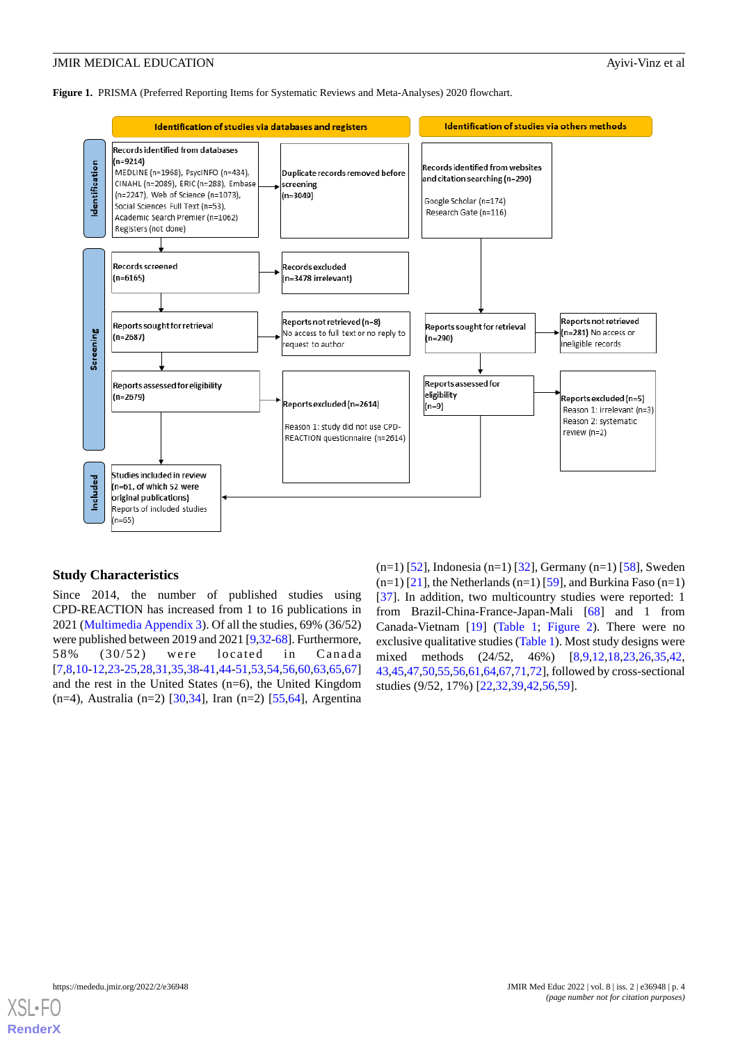**Figure 1.** PRISMA (Preferred Reporting Items for Systematic Reviews and Meta-Analyses) 2020 flowchart.

**Identification of studies via databases and registers**

Identification:
- Records identified from databases (n=9214): MEDLINE (n=1968), PsycINFO (n=434), CINAHL (n=2089), ERIC (n=288), Embase (n=2247), Web of Science (n=1073), Social Sciences Full Text (n=53), Academic Search Premier (n=1062), Registers (not done)
- Duplicate records removed before screening (n=3049)

Screening:
- Records screened (n=6165) → Records excluded (n=3478 irrelevant)
- Reports sought for retrieval (n=2687) → Reports not retrieved (n=8): No access to full text or no reply to request to author
- Reports assessed for eligibility (n=2679) → Reports excluded (n=2614): Reason 1: study did not use CPD-REACTION questionnaire (n=2614)

Included:
- Studies included in review (n=61, of which 52 were original publications)
- Reports of included studies (n=65)

**Identification of studies via others methods**

- Records identified from websites and citation searching (n=290): Google Scholar (n=174), Research Gate (n=116)
- Reports sought for retrieval (n=290) → Reports not retrieved (n=281) No access or ineligible records
- Reports assessed for eligibility (n=9) → Reports excluded (n=5): Reason 1: irrelevant (n=3), Reason 2: systematic review (n=2)

## Study Characteristics

Since 2014, the number of published studies using CPD-REACTION has increased from 1 to 16 publications in 2021 (Multimedia Appendix 3). Of all the studies, 69% (36/52) were published between 2019 and 2021 [9,32-68]. Furthermore, 58% (30/52) were located in Canada [7,8,10-12,23-25,28,31,35,38-41,44-51,53,54,56,60,63,65,67] and the rest in the United States (n=6), the United Kingdom (n=4), Australia (n=2) [30,34], Iran (n=2) [55,64], Argentina (n=1) [52], Indonesia (n=1) [32], Germany (n=1) [58], Sweden (n=1) [21], the Netherlands (n=1) [59], and Burkina Faso (n=1) [37]. In addition, two multicountry studies were reported: 1 from Brazil-China-France-Japan-Mali [68] and 1 from Canada-Vietnam [19] (Table 1; Figure 2). There were no exclusive qualitative studies (Table 1). Most study designs were mixed methods (24/52, 46%) [8,9,12,18,23,26,35,42,43,45,47,50,55,56,61,64,67,71,72], followed by cross-sectional studies (9/52, 17%) [22,32,39,42,56,59].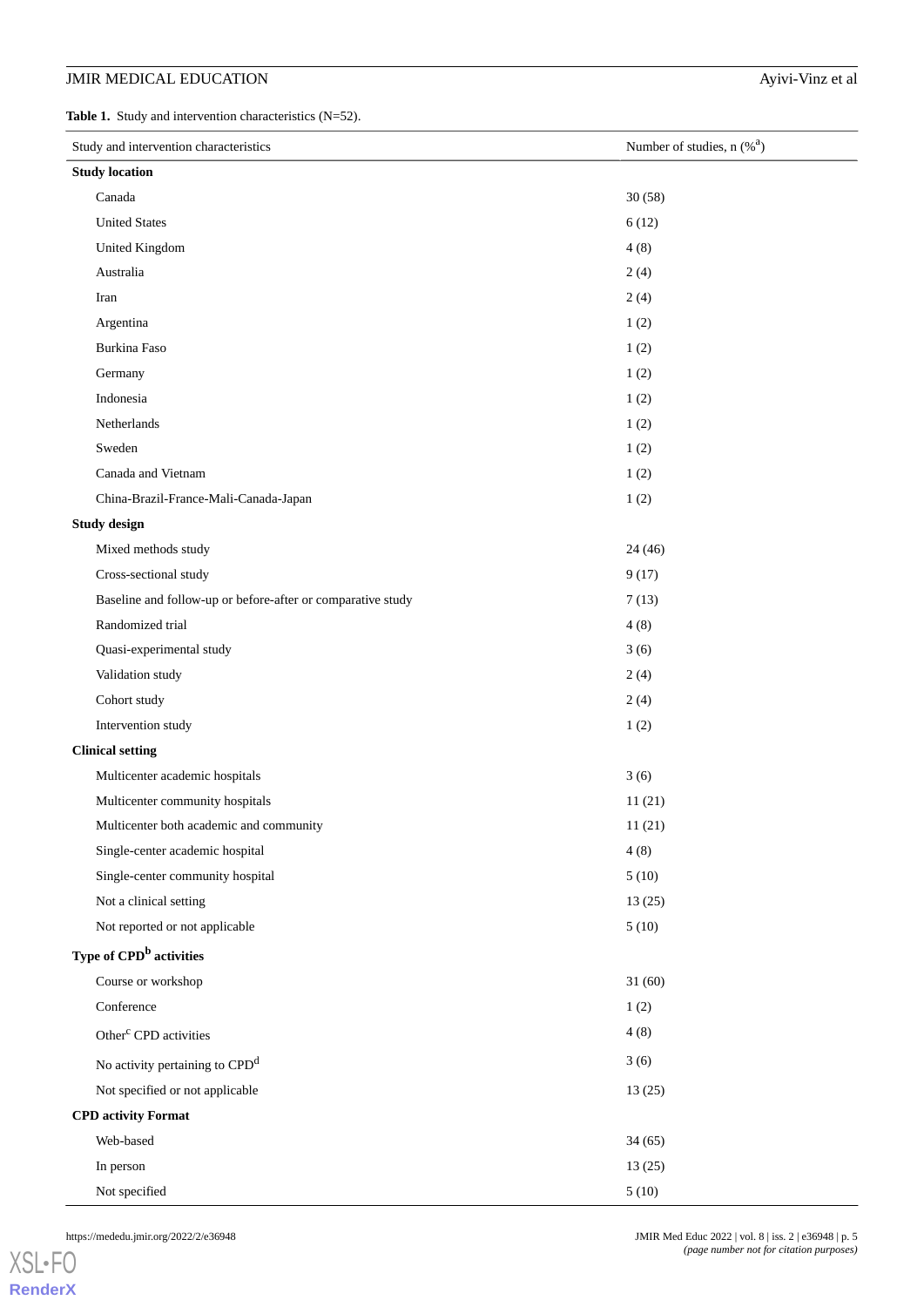**Table 1.** Study and intervention characteristics (N=52).

| Study and intervention characteristics | Number of studies, n (%[a]) |
|---|---|
| **Study location** | |
| Canada | 30 (58) |
| United States | 6 (12) |
| United Kingdom | 4 (8) |
| Australia | 2 (4) |
| Iran | 2 (4) |
| Argentina | 1 (2) |
| Burkina Faso | 1 (2) |
| Germany | 1 (2) |
| Indonesia | 1 (2) |
| Netherlands | 1 (2) |
| Sweden | 1 (2) |
| Canada and Vietnam | 1 (2) |
| China-Brazil-France-Mali-Canada-Japan | 1 (2) |
| **Study design** | |
| Mixed methods study | 24 (46) |
| Cross-sectional study | 9 (17) |
| Baseline and follow-up or before-after or comparative study | 7 (13) |
| Randomized trial | 4 (8) |
| Quasi-experimental study | 3 (6) |
| Validation study | 2 (4) |
| Cohort study | 2 (4) |
| Intervention study | 1 (2) |
| **Clinical setting** | |
| Multicenter academic hospitals | 3 (6) |
| Multicenter community hospitals | 11 (21) |
| Multicenter both academic and community | 11 (21) |
| Single-center academic hospital | 4 (8) |
| Single-center community hospital | 5 (10) |
| Not a clinical setting | 13 (25) |
| Not reported or not applicable | 5 (10) |
| **Type of CPD[b] activities** | |
| Course or workshop | 31 (60) |
| Conference | 1 (2) |
| Other[c] CPD activities | 4 (8) |
| No activity pertaining to CPD[d] | 3 (6) |
| Not specified or not applicable | 13 (25) |
| **CPD activity Format** | |
| Web-based | 34 (65) |
| In person | 13 (25) |
| Not specified | 5 (10) |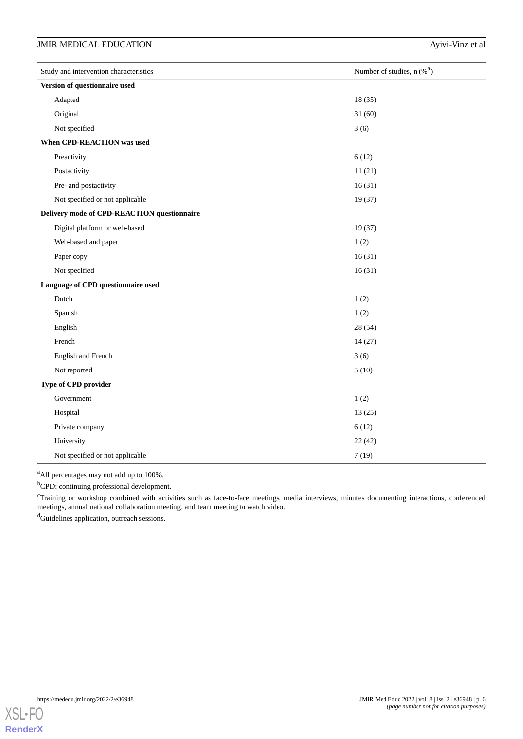| Study and intervention characteristics | Number of studies, n (%[a]) |
| --- | --- |
| **Version of questionnaire used** | |
| Adapted | 18 (35) |
| Original | 31 (60) |
| Not specified | 3 (6) |
| **When CPD-REACTION was used** | |
| Preactivity | 6 (12) |
| Postactivity | 11 (21) |
| Pre- and postactivity | 16 (31) |
| Not specified or not applicable | 19 (37) |
| **Delivery mode of CPD-REACTION questionnaire** | |
| Digital platform or web-based | 19 (37) |
| Web-based and paper | 1 (2) |
| Paper copy | 16 (31) |
| Not specified | 16 (31) |
| **Language of CPD questionnaire used** | |
| Dutch | 1 (2) |
| Spanish | 1 (2) |
| English | 28 (54) |
| French | 14 (27) |
| English and French | 3 (6) |
| Not reported | 5 (10) |
| **Type of CPD provider** | |
| Government | 1 (2) |
| Hospital | 13 (25) |
| Private company | 6 (12) |
| University | 22 (42) |
| Not specified or not applicable | 7 (19) |

[a]All percentages may not add up to 100%.

[b]CPD: continuing professional development.

[c]Training or workshop combined with activities such as face-to-face meetings, media interviews, minutes documenting interactions, conferenced meetings, annual national collaboration meeting, and team meeting to watch video.

[d]Guidelines application, outreach sessions.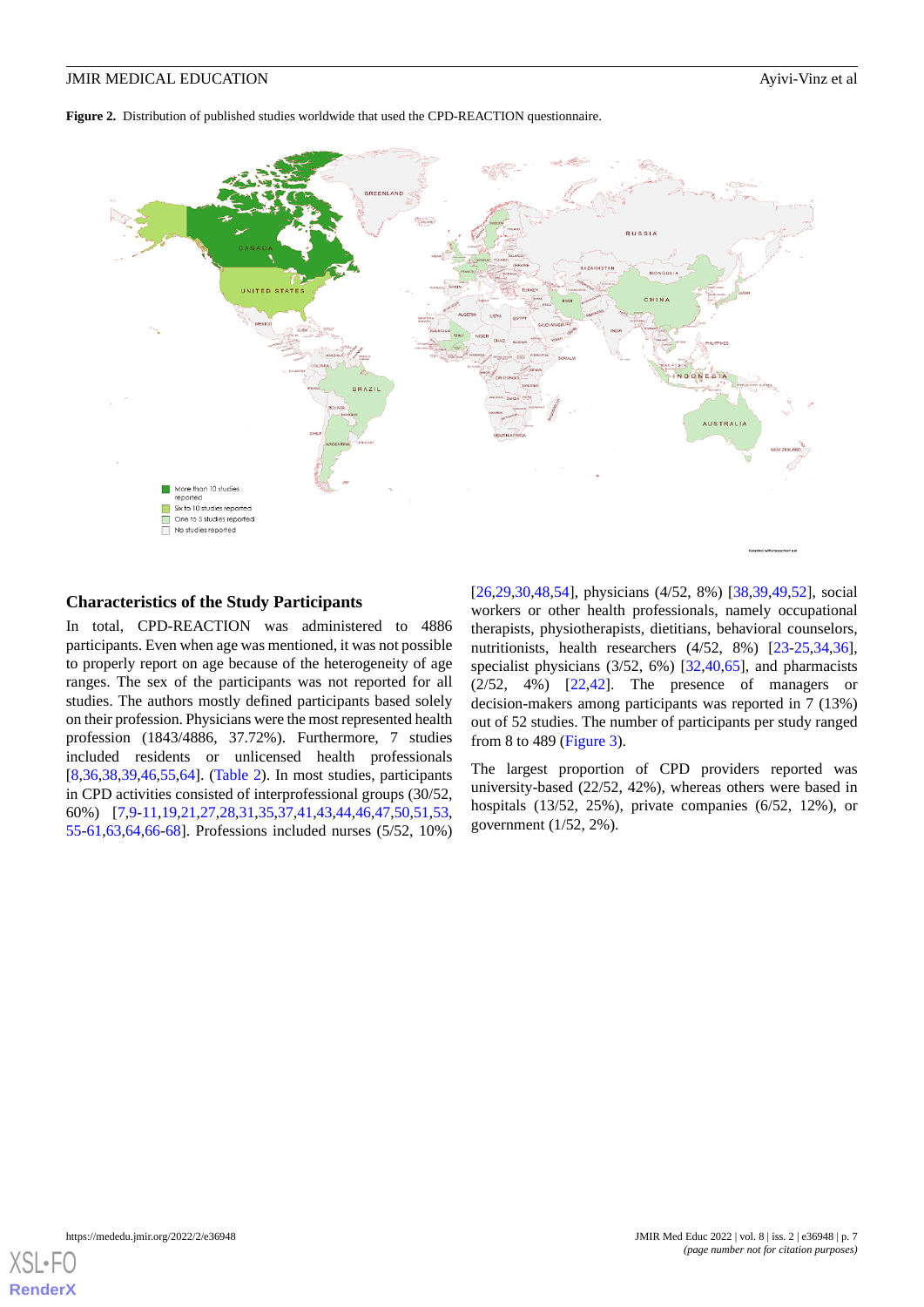**Figure 2.** Distribution of published studies worldwide that used the CPD-REACTION questionnaire.

## Characteristics of the Study Participants

In total, CPD-REACTION was administered to 4886 participants. Even when age was mentioned, it was not possible to properly report on age because of the heterogeneity of age ranges. The sex of the participants was not reported for all studies. The authors mostly defined participants based solely on their profession. Physicians were the most represented health profession (1843/4886, 37.72%). Furthermore, 7 studies included residents or unlicensed health professionals [8,36,38,39,46,55,64]. (Table 2). In most studies, participants in CPD activities consisted of interprofessional groups (30/52, 60%) [7,9-11,19,21,27,28,31,35,37,41,43,44,46,47,50,51,53,55-61,63,64,66-68]. Professions included nurses (5/52, 10%) [26,29,30,48,54], physicians (4/52, 8%) [38,39,49,52], social workers or other health professionals, namely occupational therapists, physiotherapists, dietitians, behavioral counselors, nutritionists, health researchers (4/52, 8%) [23-25,34,36], specialist physicians (3/52, 6%) [32,40,65], and pharmacists (2/52, 4%) [22,42]. The presence of managers or decision-makers among participants was reported in 7 (13%) out of 52 studies. The number of participants per study ranged from 8 to 489 (Figure 3).

The largest proportion of CPD providers reported was university-based (22/52, 42%), whereas others were based in hospitals (13/52, 25%), private companies (6/52, 12%), or government (1/52, 2%).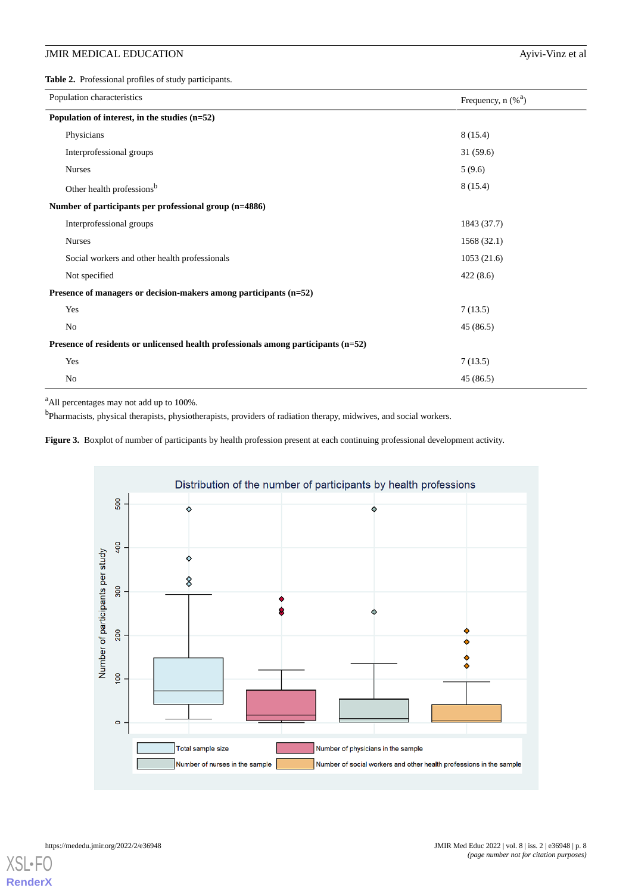**Table 2.** Professional profiles of study participants.

| Population characteristics | Frequency, n (%[a]) |
|---|---|
| **Population of interest, in the studies (n=52)** | |
| Physicians | 8 (15.4) |
| Interprofessional groups | 31 (59.6) |
| Nurses | 5 (9.6) |
| Other health professions[b] | 8 (15.4) |
| **Number of participants per professional group (n=4886)** | |
| Interprofessional groups | 1843 (37.7) |
| Nurses | 1568 (32.1) |
| Social workers and other health professionals | 1053 (21.6) |
| Not specified | 422 (8.6) |
| **Presence of managers or decision-makers among participants (n=52)** | |
| Yes | 7 (13.5) |
| No | 45 (86.5) |
| **Presence of residents or unlicensed health professionals among participants (n=52)** | |
| Yes | 7 (13.5) |
| No | 45 (86.5) |

[a]All percentages may not add up to 100%.

[b]Pharmacists, physical therapists, physiotherapists, providers of radiation therapy, midwives, and social workers.

**Figure 3.** Boxplot of number of participants by health profession present at each continuing professional development activity.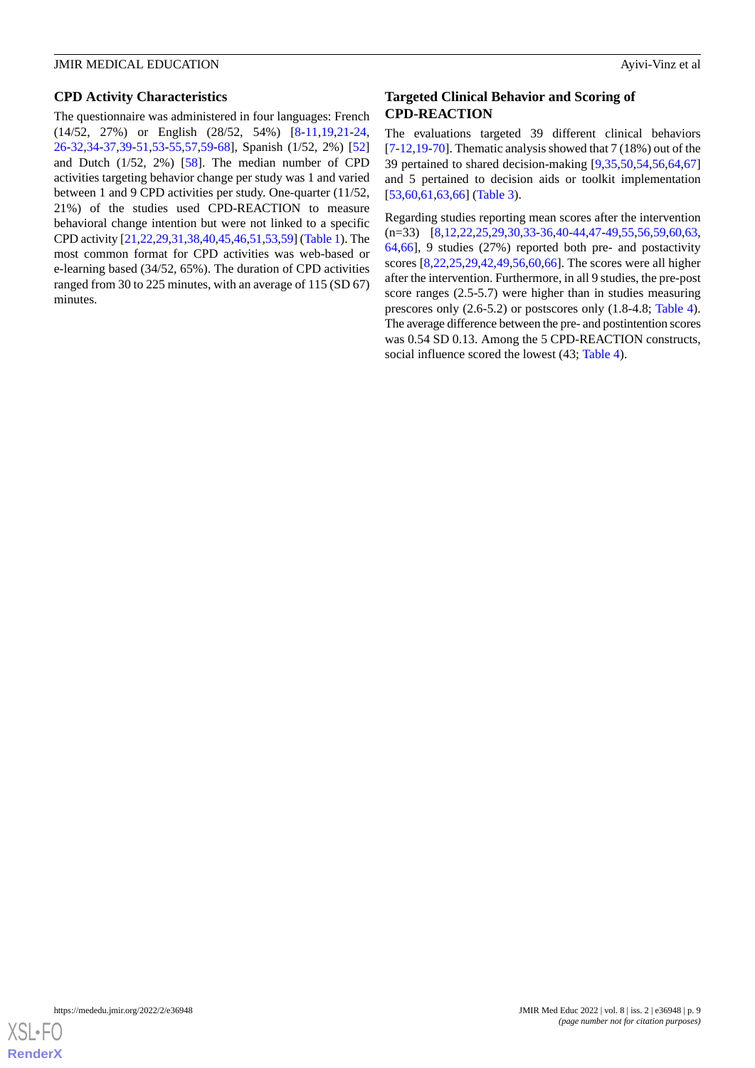### CPD Activity Characteristics

The questionnaire was administered in four languages: French (14/52, 27%) or English (28/52, 54%) [8-11,19,21-24,26-32,34-37,39-51,53-55,57,59-68], Spanish (1/52, 2%) [52] and Dutch (1/52, 2%) [58]. The median number of CPD activities targeting behavior change per study was 1 and varied between 1 and 9 CPD activities per study. One-quarter (11/52, 21%) of the studies used CPD-REACTION to measure behavioral change intention but were not linked to a specific CPD activity [21,22,29,31,38,40,45,46,51,53,59] (Table 1). The most common format for CPD activities was web-based or e-learning based (34/52, 65%). The duration of CPD activities ranged from 30 to 225 minutes, with an average of 115 (SD 67) minutes.

### Targeted Clinical Behavior and Scoring of CPD-REACTION

The evaluations targeted 39 different clinical behaviors [7-12,19-70]. Thematic analysis showed that 7 (18%) out of the 39 pertained to shared decision-making [9,35,50,54,56,64,67] and 5 pertained to decision aids or toolkit implementation [53,60,61,63,66] (Table 3).

Regarding studies reporting mean scores after the intervention (n=33) [8,12,22,25,29,30,33-36,40-44,47-49,55,56,59,60,63,64,66], 9 studies (27%) reported both pre- and postactivity scores [8,22,25,29,42,49,56,60,66]. The scores were all higher after the intervention. Furthermore, in all 9 studies, the pre-post score ranges (2.5-5.7) were higher than in studies measuring prescores only (2.6-5.2) or postscores only (1.8-4.8; Table 4). The average difference between the pre- and postintention scores was 0.54 SD 0.13. Among the 5 CPD-REACTION constructs, social influence scored the lowest (43; Table 4).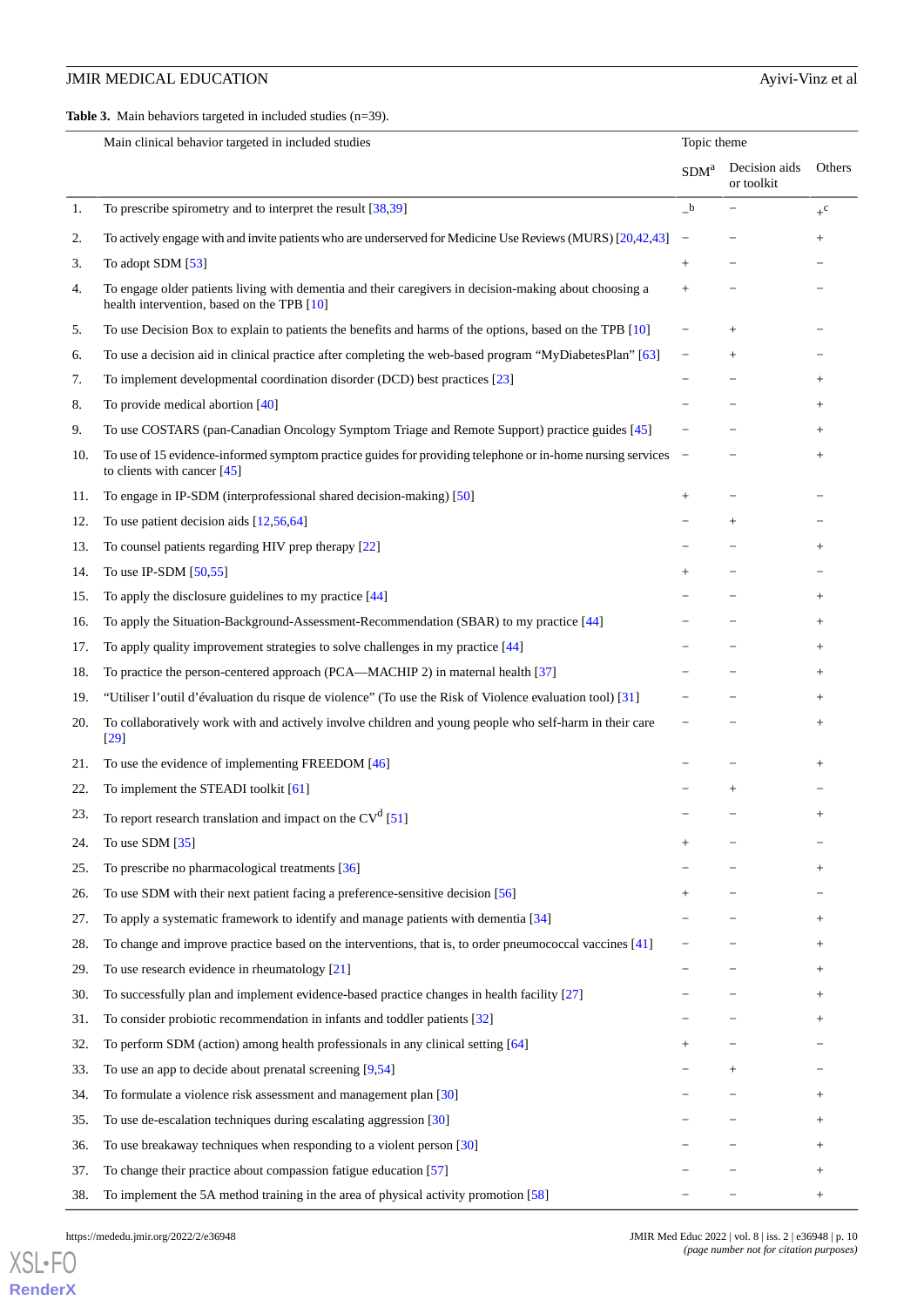**Table 3.** Main behaviors targeted in included studies (n=39).

| | Main clinical behavior targeted in included studies | Topic theme | | |
|---|---|---|---|---|
| | | SDM[a] | Decision aids or toolkit | Others |
| 1. | To prescribe spirometry and to interpret the result [38,39] | –[b] | – | +[c] |
| 2. | To actively engage with and invite patients who are underserved for Medicine Use Reviews (MURS) [20,42,43] | – | – | + |
| 3. | To adopt SDM [53] | + | – | – |
| 4. | To engage older patients living with dementia and their caregivers in decision-making about choosing a health intervention, based on the TPB [10] | + | – | – |
| 5. | To use Decision Box to explain to patients the benefits and harms of the options, based on the TPB [10] | – | + | – |
| 6. | To use a decision aid in clinical practice after completing the web-based program "MyDiabetesPlan" [63] | – | + | – |
| 7. | To implement developmental coordination disorder (DCD) best practices [23] | – | – | + |
| 8. | To provide medical abortion [40] | – | – | + |
| 9. | To use COSTARS (pan-Canadian Oncology Symptom Triage and Remote Support) practice guides [45] | – | – | + |
| 10. | To use of 15 evidence-informed symptom practice guides for providing telephone or in-home nursing services to clients with cancer [45] | – | – | + |
| 11. | To engage in IP-SDM (interprofessional shared decision-making) [50] | + | – | – |
| 12. | To use patient decision aids [12,56,64] | – | + | – |
| 13. | To counsel patients regarding HIV prep therapy [22] | – | – | + |
| 14. | To use IP-SDM [50,55] | + | – | – |
| 15. | To apply the disclosure guidelines to my practice [44] | – | – | + |
| 16. | To apply the Situation-Background-Assessment-Recommendation (SBAR) to my practice [44] | – | – | + |
| 17. | To apply quality improvement strategies to solve challenges in my practice [44] | – | – | + |
| 18. | To practice the person-centered approach (PCA—MACHIP 2) in maternal health [37] | – | – | + |
| 19. | "Utiliser l'outil d'évaluation du risque de violence" (To use the Risk of Violence evaluation tool) [31] | – | – | + |
| 20. | To collaboratively work with and actively involve children and young people who self-harm in their care [29] | – | – | + |
| 21. | To use the evidence of implementing FREEDOM [46] | – | – | + |
| 22. | To implement the STEADI toolkit [61] | – | + | – |
| 23. | To report research translation and impact on the CV[d] [51] | – | – | + |
| 24. | To use SDM [35] | + | – | – |
| 25. | To prescribe no pharmacological treatments [36] | – | – | + |
| 26. | To use SDM with their next patient facing a preference-sensitive decision [56] | + | – | – |
| 27. | To apply a systematic framework to identify and manage patients with dementia [34] | – | – | + |
| 28. | To change and improve practice based on the interventions, that is, to order pneumococcal vaccines [41] | – | – | + |
| 29. | To use research evidence in rheumatology [21] | – | – | + |
| 30. | To successfully plan and implement evidence-based practice changes in health facility [27] | – | – | + |
| 31. | To consider probiotic recommendation in infants and toddler patients [32] | – | – | + |
| 32. | To perform SDM (action) among health professionals in any clinical setting [64] | + | – | – |
| 33. | To use an app to decide about prenatal screening [9,54] | – | + | – |
| 34. | To formulate a violence risk assessment and management plan [30] | – | – | + |
| 35. | To use de-escalation techniques during escalating aggression [30] | – | – | + |
| 36. | To use breakaway techniques when responding to a violent person [30] | – | – | + |
| 37. | To change their practice about compassion fatigue education [57] | – | – | + |
| 38. | To implement the 5A method training in the area of physical activity promotion [58] | – | – | + |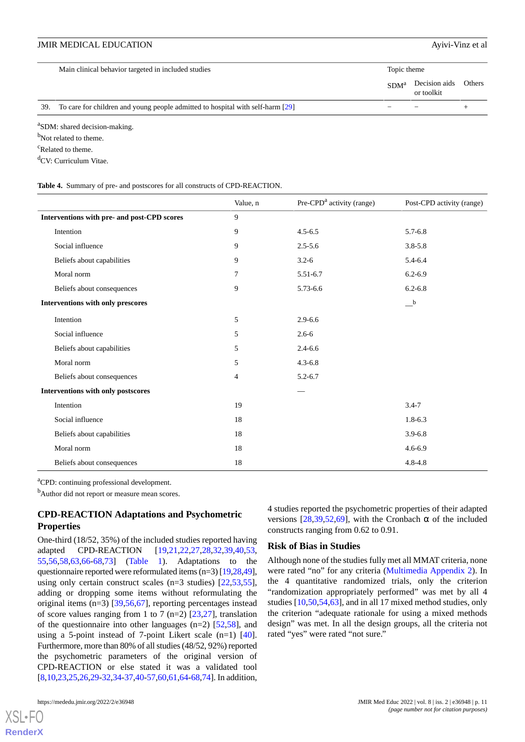| | Main clinical behavior targeted in included studies | Topic theme | | |
|---|---|---|---|---|
| | | SDM[a] | Decision aids or toolkit | Others |
| 39. | To care for children and young people admitted to hospital with self-harm [29] | – | – | + |

[a]SDM: shared decision-making.

[b]Not related to theme.

[c]Related to theme.

[d]CV: Curriculum Vitae.

**Table 4.** Summary of pre- and postscores for all constructs of CPD-REACTION.

| | Value, n | Pre-CPD[a] activity (range) | Post-CPD activity (range) |
|---|---|---|---|
| **Interventions with pre- and post-CPD scores** | 9 | | |
| Intention | 9 | 4.5-6.5 | 5.7-6.8 |
| Social influence | 9 | 2.5-5.6 | 3.8-5.8 |
| Beliefs about capabilities | 9 | 3.2-6 | 5.4-6.4 |
| Moral norm | 7 | 5.51-6.7 | 6.2-6.9 |
| Beliefs about consequences | 9 | 5.73-6.6 | 6.2-6.8 |
| **Interventions with only prescores** | | | —[b] |
| Intention | 5 | 2.9-6.6 | |
| Social influence | 5 | 2.6-6 | |
| Beliefs about capabilities | 5 | 2.4-6.6 | |
| Moral norm | 5 | 4.3-6.8 | |
| Beliefs about consequences | 4 | 5.2-6.7 | |
| **Interventions with only postscores** | | — | |
| Intention | 19 | | 3.4-7 |
| Social influence | 18 | | 1.8-6.3 |
| Beliefs about capabilities | 18 | | 3.9-6.8 |
| Moral norm | 18 | | 4.6-6.9 |
| Beliefs about consequences | 18 | | 4.8-4.8 |

[a]CPD: continuing professional development.

[b]Author did not report or measure mean scores.

### CPD-REACTION Adaptations and Psychometric Properties

One-third (18/52, 35%) of the included studies reported having adapted CPD-REACTION [19,21,22,27,28,32,39,40,53,55,56,58,63,66-68,73] (Table 1). Adaptations to the questionnaire reported were reformulated items (n=3) [19,28,49], using only certain construct scales (n=3 studies) [22,53,55], adding or dropping some items without reformulating the original items (n=3) [39,56,67], reporting percentages instead of score values ranging from 1 to 7 (n=2) [23,27], translation of the questionnaire into other languages (n=2) [52,58], and using a 5-point instead of 7-point Likert scale (n=1) [40]. Furthermore, more than 80% of all studies (48/52, 92%) reported the psychometric parameters of the original version of CPD-REACTION or else stated it was a validated tool [8,10,23,25,26,29-32,34-37,40-57,60,61,64-68,74]. In addition, 4 studies reported the psychometric properties of their adapted versions [28,39,52,69], with the Cronbach α of the included constructs ranging from 0.62 to 0.91.

### Risk of Bias in Studies

Although none of the studies fully met all MMAT criteria, none were rated "no" for any criteria (Multimedia Appendix 2). In the 4 quantitative randomized trials, only the criterion "randomization appropriately performed" was met by all 4 studies [10,50,54,63], and in all 17 mixed method studies, only the criterion "adequate rationale for using a mixed methods design" was met. In all the design groups, all the criteria not rated "yes" were rated "not sure."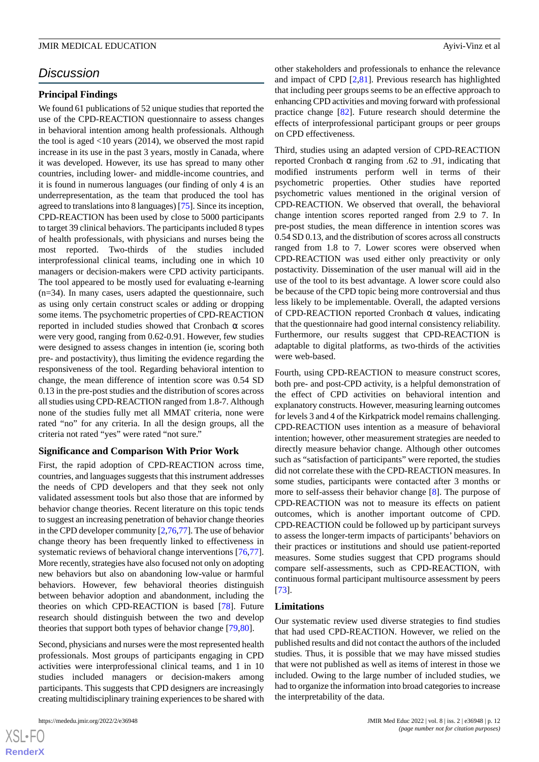## Discussion

### Principal Findings

We found 61 publications of 52 unique studies that reported the use of the CPD-REACTION questionnaire to assess changes in behavioral intention among health professionals. Although the tool is aged <10 years (2014), we observed the most rapid increase in its use in the past 3 years, mostly in Canada, where it was developed. However, its use has spread to many other countries, including lower- and middle-income countries, and it is found in numerous languages (our finding of only 4 is an underrepresentation, as the team that produced the tool has agreed to translations into 8 languages) [75]. Since its inception, CPD-REACTION has been used by close to 5000 participants to target 39 clinical behaviors. The participants included 8 types of health professionals, with physicians and nurses being the most reported. Two-thirds of the studies included interprofessional clinical teams, including one in which 10 managers or decision-makers were CPD activity participants. The tool appeared to be mostly used for evaluating e-learning (n=34). In many cases, users adapted the questionnaire, such as using only certain construct scales or adding or dropping some items. The psychometric properties of CPD-REACTION reported in included studies showed that Cronbach α scores were very good, ranging from 0.62-0.91. However, few studies were designed to assess changes in intention (ie, scoring both pre- and postactivity), thus limiting the evidence regarding the responsiveness of the tool. Regarding behavioral intention to change, the mean difference of intention score was 0.54 SD 0.13 in the pre-post studies and the distribution of scores across all studies using CPD-REACTION ranged from 1.8-7. Although none of the studies fully met all MMAT criteria, none were rated "no" for any criteria. In all the design groups, all the criteria not rated "yes" were rated "not sure."

### Significance and Comparison With Prior Work

First, the rapid adoption of CPD-REACTION across time, countries, and languages suggests that this instrument addresses the needs of CPD developers and that they seek not only validated assessment tools but also those that are informed by behavior change theories. Recent literature on this topic tends to suggest an increasing penetration of behavior change theories in the CPD developer community [2,76,77]. The use of behavior change theory has been frequently linked to effectiveness in systematic reviews of behavioral change interventions [76,77]. More recently, strategies have also focused not only on adopting new behaviors but also on abandoning low-value or harmful behaviors. However, few behavioral theories distinguish between behavior adoption and abandonment, including the theories on which CPD-REACTION is based [78]. Future research should distinguish between the two and develop theories that support both types of behavior change [79,80].

Second, physicians and nurses were the most represented health professionals. Most groups of participants engaging in CPD activities were interprofessional clinical teams, and 1 in 10 studies included managers or decision-makers among participants. This suggests that CPD designers are increasingly creating multidisciplinary training experiences to be shared with other stakeholders and professionals to enhance the relevance and impact of CPD [2,81]. Previous research has highlighted that including peer groups seems to be an effective approach to enhancing CPD activities and moving forward with professional practice change [82]. Future research should determine the effects of interprofessional participant groups or peer groups on CPD effectiveness.

Third, studies using an adapted version of CPD-REACTION reported Cronbach α ranging from .62 to .91, indicating that modified instruments perform well in terms of their psychometric properties. Other studies have reported psychometric values mentioned in the original version of CPD-REACTION. We observed that overall, the behavioral change intention scores reported ranged from 2.9 to 7. In pre-post studies, the mean difference in intention scores was 0.54 SD 0.13, and the distribution of scores across all constructs ranged from 1.8 to 7. Lower scores were observed when CPD-REACTION was used either only preactivity or only postactivity. Dissemination of the user manual will aid in the use of the tool to its best advantage. A lower score could also be because of the CPD topic being more controversial and thus less likely to be implementable. Overall, the adapted versions of CPD-REACTION reported Cronbach α values, indicating that the questionnaire had good internal consistency reliability. Furthermore, our results suggest that CPD-REACTION is adaptable to digital platforms, as two-thirds of the activities were web-based.

Fourth, using CPD-REACTION to measure construct scores, both pre- and post-CPD activity, is a helpful demonstration of the effect of CPD activities on behavioral intention and explanatory constructs. However, measuring learning outcomes for levels 3 and 4 of the Kirkpatrick model remains challenging. CPD-REACTION uses intention as a measure of behavioral intention; however, other measurement strategies are needed to directly measure behavior change. Although other outcomes such as "satisfaction of participants" were reported, the studies did not correlate these with the CPD-REACTION measures. In some studies, participants were contacted after 3 months or more to self-assess their behavior change [8]. The purpose of CPD-REACTION was not to measure its effects on patient outcomes, which is another important outcome of CPD. CPD-REACTION could be followed up by participant surveys to assess the longer-term impacts of participants' behaviors on their practices or institutions and should use patient-reported measures. Some studies suggest that CPD programs should compare self-assessments, such as CPD-REACTION, with continuous formal participant multisource assessment by peers [73].

### Limitations

Our systematic review used diverse strategies to find studies that had used CPD-REACTION. However, we relied on the published results and did not contact the authors of the included studies. Thus, it is possible that we may have missed studies that were not published as well as items of interest in those we included. Owing to the large number of included studies, we had to organize the information into broad categories to increase the interpretability of the data.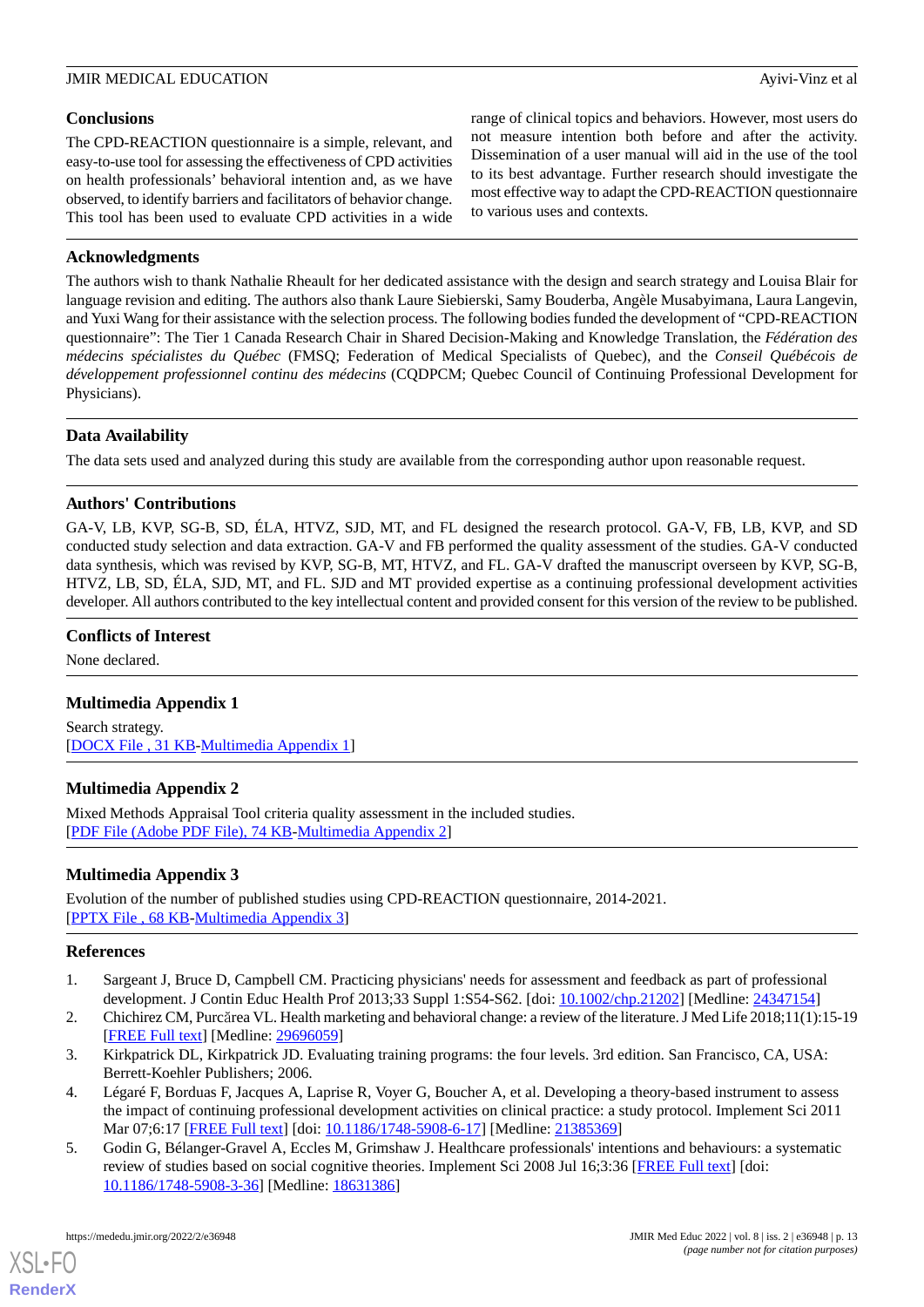## Conclusions

The CPD-REACTION questionnaire is a simple, relevant, and easy-to-use tool for assessing the effectiveness of CPD activities on health professionals' behavioral intention and, as we have observed, to identify barriers and facilitators of behavior change. This tool has been used to evaluate CPD activities in a wide range of clinical topics and behaviors. However, most users do not measure intention both before and after the activity. Dissemination of a user manual will aid in the use of the tool to its best advantage. Further research should investigate the most effective way to adapt the CPD-REACTION questionnaire to various uses and contexts.

## Acknowledgments

The authors wish to thank Nathalie Rheault for her dedicated assistance with the design and search strategy and Louisa Blair for language revision and editing. The authors also thank Laure Siebierski, Samy Bouderba, Angèle Musabyimana, Laura Langevin, and Yuxi Wang for their assistance with the selection process. The following bodies funded the development of "CPD-REACTION questionnaire": The Tier 1 Canada Research Chair in Shared Decision-Making and Knowledge Translation, the *Fédération des médecins spécialistes du Québec* (FMSQ; Federation of Medical Specialists of Quebec), and the *Conseil Québécois de développement professionnel continu des médecins* (CQDPCM; Quebec Council of Continuing Professional Development for Physicians).

## Data Availability

The data sets used and analyzed during this study are available from the corresponding author upon reasonable request.

## Authors' Contributions

GA-V, LB, KVP, SG-B, SD, ÉLA, HTVZ, SJD, MT, and FL designed the research protocol. GA-V, FB, LB, KVP, and SD conducted study selection and data extraction. GA-V and FB performed the quality assessment of the studies. GA-V conducted data synthesis, which was revised by KVP, SG-B, MT, HTVZ, and FL. GA-V drafted the manuscript overseen by KVP, SG-B, HTVZ, LB, SD, ÉLA, SJD, MT, and FL. SJD and MT provided expertise as a continuing professional development activities developer. All authors contributed to the key intellectual content and provided consent for this version of the review to be published.

## Conflicts of Interest

None declared.

## Multimedia Appendix 1

Search strategy.
[DOCX File , 31 KB-Multimedia Appendix 1]

## Multimedia Appendix 2

Mixed Methods Appraisal Tool criteria quality assessment in the included studies.
[PDF File (Adobe PDF File), 74 KB-Multimedia Appendix 2]

## Multimedia Appendix 3

Evolution of the number of published studies using CPD-REACTION questionnaire, 2014-2021.
[PPTX File , 68 KB-Multimedia Appendix 3]

## References

1. Sargeant J, Bruce D, Campbell CM. Practicing physicians' needs for assessment and feedback as part of professional development. J Contin Educ Health Prof 2013;33 Suppl 1:S54-S62. [doi: 10.1002/chp.21202] [Medline: 24347154]
2. Chichirez CM, Purcărea VL. Health marketing and behavioral change: a review of the literature. J Med Life 2018;11(1):15-19 [FREE Full text] [Medline: 29696059]
3. Kirkpatrick DL, Kirkpatrick JD. Evaluating training programs: the four levels. 3rd edition. San Francisco, CA, USA: Berrett-Koehler Publishers; 2006.
4. Légaré F, Borduas F, Jacques A, Laprise R, Voyer G, Boucher A, et al. Developing a theory-based instrument to assess the impact of continuing professional development activities on clinical practice: a study protocol. Implement Sci 2011 Mar 07;6:17 [FREE Full text] [doi: 10.1186/1748-5908-6-17] [Medline: 21385369]
5. Godin G, Bélanger-Gravel A, Eccles M, Grimshaw J. Healthcare professionals' intentions and behaviours: a systematic review of studies based on social cognitive theories. Implement Sci 2008 Jul 16;3:36 [FREE Full text] [doi: 10.1186/1748-5908-3-36] [Medline: 18631386]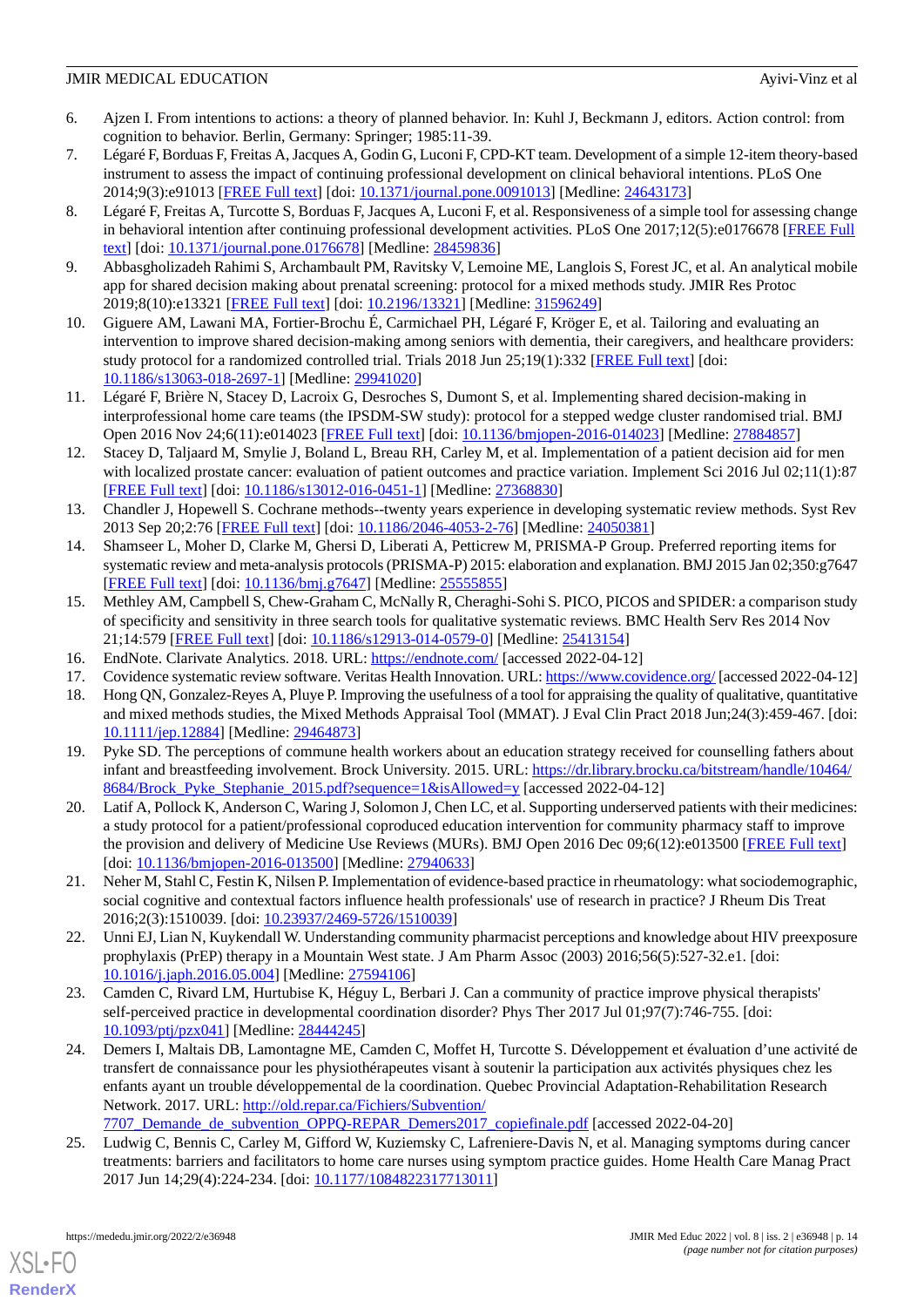6. Ajzen I. From intentions to actions: a theory of planned behavior. In: Kuhl J, Beckmann J, editors. Action control: from cognition to behavior. Berlin, Germany: Springer; 1985:11-39.
7. Légaré F, Borduas F, Freitas A, Jacques A, Godin G, Luconi F, CPD-KT team. Development of a simple 12-item theory-based instrument to assess the impact of continuing professional development on clinical behavioral intentions. PLoS One 2014;9(3):e91013 [FREE Full text] [doi: 10.1371/journal.pone.0091013] [Medline: 24643173]
8. Légaré F, Freitas A, Turcotte S, Borduas F, Jacques A, Luconi F, et al. Responsiveness of a simple tool for assessing change in behavioral intention after continuing professional development activities. PLoS One 2017;12(5):e0176678 [FREE Full text] [doi: 10.1371/journal.pone.0176678] [Medline: 28459836]
9. Abbasgholizadeh Rahimi S, Archambault PM, Ravitsky V, Lemoine ME, Langlois S, Forest JC, et al. An analytical mobile app for shared decision making about prenatal screening: protocol for a mixed methods study. JMIR Res Protoc 2019;8(10):e13321 [FREE Full text] [doi: 10.2196/13321] [Medline: 31596249]
10. Giguere AM, Lawani MA, Fortier-Brochu É, Carmichael PH, Légaré F, Kröger E, et al. Tailoring and evaluating an intervention to improve shared decision-making among seniors with dementia, their caregivers, and healthcare providers: study protocol for a randomized controlled trial. Trials 2018 Jun 25;19(1):332 [FREE Full text] [doi: 10.1186/s13063-018-2697-1] [Medline: 29941020]
11. Légaré F, Brière N, Stacey D, Lacroix G, Desroches S, Dumont S, et al. Implementing shared decision-making in interprofessional home care teams (the IPSDM-SW study): protocol for a stepped wedge cluster randomised trial. BMJ Open 2016 Nov 24;6(11):e014023 [FREE Full text] [doi: 10.1136/bmjopen-2016-014023] [Medline: 27884857]
12. Stacey D, Taljaard M, Smylie J, Boland L, Breau RH, Carley M, et al. Implementation of a patient decision aid for men with localized prostate cancer: evaluation of patient outcomes and practice variation. Implement Sci 2016 Jul 02;11(1):87 [FREE Full text] [doi: 10.1186/s13012-016-0451-1] [Medline: 27368830]
13. Chandler J, Hopewell S. Cochrane methods--twenty years experience in developing systematic review methods. Syst Rev 2013 Sep 20;2:76 [FREE Full text] [doi: 10.1186/2046-4053-2-76] [Medline: 24050381]
14. Shamseer L, Moher D, Clarke M, Ghersi D, Liberati A, Petticrew M, PRISMA-P Group. Preferred reporting items for systematic review and meta-analysis protocols (PRISMA-P) 2015: elaboration and explanation. BMJ 2015 Jan 02;350:g7647 [FREE Full text] [doi: 10.1136/bmj.g7647] [Medline: 25555855]
15. Methley AM, Campbell S, Chew-Graham C, McNally R, Cheraghi-Sohi S. PICO, PICOS and SPIDER: a comparison study of specificity and sensitivity in three search tools for qualitative systematic reviews. BMC Health Serv Res 2014 Nov 21;14:579 [FREE Full text] [doi: 10.1186/s12913-014-0579-0] [Medline: 25413154]
16. EndNote. Clarivate Analytics. 2018. URL: https://endnote.com/ [accessed 2022-04-12]
17. Covidence systematic review software. Veritas Health Innovation. URL: https://www.covidence.org/ [accessed 2022-04-12]
18. Hong QN, Gonzalez-Reyes A, Pluye P. Improving the usefulness of a tool for appraising the quality of qualitative, quantitative and mixed methods studies, the Mixed Methods Appraisal Tool (MMAT). J Eval Clin Pract 2018 Jun;24(3):459-467. [doi: 10.1111/jep.12884] [Medline: 29464873]
19. Pyke SD. The perceptions of commune health workers about an education strategy received for counselling fathers about infant and breastfeeding involvement. Brock University. 2015. URL: https://dr.library.brocku.ca/bitstream/handle/10464/8684/Brock_Pyke_Stephanie_2015.pdf?sequence=1&isAllowed=y [accessed 2022-04-12]
20. Latif A, Pollock K, Anderson C, Waring J, Solomon J, Chen LC, et al. Supporting underserved patients with their medicines: a study protocol for a patient/professional coproduced education intervention for community pharmacy staff to improve the provision and delivery of Medicine Use Reviews (MURs). BMJ Open 2016 Dec 09;6(12):e013500 [FREE Full text] [doi: 10.1136/bmjopen-2016-013500] [Medline: 27940633]
21. Neher M, Stahl C, Festin K, Nilsen P. Implementation of evidence-based practice in rheumatology: what sociodemographic, social cognitive and contextual factors influence health professionals' use of research in practice? J Rheum Dis Treat 2016;2(3):1510039. [doi: 10.23937/2469-5726/1510039]
22. Unni EJ, Lian N, Kuykendall W. Understanding community pharmacist perceptions and knowledge about HIV preexposure prophylaxis (PrEP) therapy in a Mountain West state. J Am Pharm Assoc (2003) 2016;56(5):527-32.e1. [doi: 10.1016/j.japh.2016.05.004] [Medline: 27594106]
23. Camden C, Rivard LM, Hurtubise K, Héguy L, Berbari J. Can a community of practice improve physical therapists' self-perceived practice in developmental coordination disorder? Phys Ther 2017 Jul 01;97(7):746-755. [doi: 10.1093/ptj/pzx041] [Medline: 28444245]
24. Demers I, Maltais DB, Lamontagne ME, Camden C, Moffet H, Turcotte S. Développement et évaluation d'une activité de transfert de connaissance pour les physiothérapeutes visant à soutenir la participation aux activités physiques chez les enfants ayant un trouble développemental de la coordination. Quebec Provincial Adaptation-Rehabilitation Research Network. 2017. URL: http://old.repar.ca/Fichiers/Subvention/7707_Demande_de_subvention_OPPQ-REPAR_Demers2017_copiefinale.pdf [accessed 2022-04-20]
25. Ludwig C, Bennis C, Carley M, Gifford W, Kuziemsky C, Lafreniere-Davis N, et al. Managing symptoms during cancer treatments: barriers and facilitators to home care nurses using symptom practice guides. Home Health Care Manag Pract 2017 Jun 14;29(4):224-234. [doi: 10.1177/1084822317713011]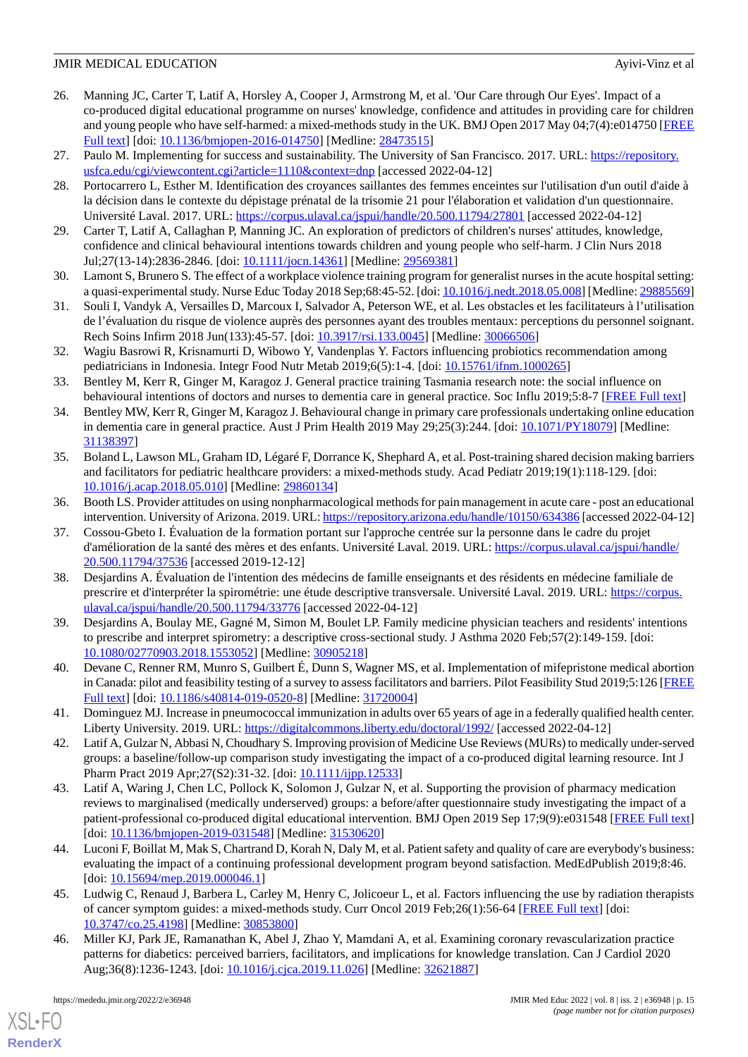26. Manning JC, Carter T, Latif A, Horsley A, Cooper J, Armstrong M, et al. 'Our Care through Our Eyes'. Impact of a co-produced digital educational programme on nurses' knowledge, confidence and attitudes in providing care for children and young people who have self-harmed: a mixed-methods study in the UK. BMJ Open 2017 May 04;7(4):e014750 [FREE Full text] [doi: 10.1136/bmjopen-2016-014750] [Medline: 28473515]
27. Paulo M. Implementing for success and sustainability. The University of San Francisco. 2017. URL: https://repository.usfca.edu/cgi/viewcontent.cgi?article=1110&context=dnp [accessed 2022-04-12]
28. Portocarrero L, Esther M. Identification des croyances saillantes des femmes enceintes sur l'utilisation d'un outil d'aide à la décision dans le contexte du dépistage prénatal de la trisomie 21 pour l'élaboration et validation d'un questionnaire. Université Laval. 2017. URL: https://corpus.ulaval.ca/jspui/handle/20.500.11794/27801 [accessed 2022-04-12]
29. Carter T, Latif A, Callaghan P, Manning JC. An exploration of predictors of children's nurses' attitudes, knowledge, confidence and clinical behavioural intentions towards children and young people who self-harm. J Clin Nurs 2018 Jul;27(13-14):2836-2846. [doi: 10.1111/jocn.14361] [Medline: 29569381]
30. Lamont S, Brunero S. The effect of a workplace violence training program for generalist nurses in the acute hospital setting: a quasi-experimental study. Nurse Educ Today 2018 Sep;68:45-52. [doi: 10.1016/j.nedt.2018.05.008] [Medline: 29885569]
31. Souli I, Vandyk A, Versailles D, Marcoux I, Salvador A, Peterson WE, et al. Les obstacles et les facilitateurs à l'utilisation de l'évaluation du risque de violence auprès des personnes ayant des troubles mentaux: perceptions du personnel soignant. Rech Soins Infirm 2018 Jun(133):45-57. [doi: 10.3917/rsi.133.0045] [Medline: 30066506]
32. Wagiu Basrowi R, Krisnamurti D, Wibowo Y, Vandenplas Y. Factors influencing probiotics recommendation among pediatricians in Indonesia. Integr Food Nutr Metab 2019;6(5):1-4. [doi: 10.15761/ifnm.1000265]
33. Bentley M, Kerr R, Ginger M, Karagoz J. General practice training Tasmania research note: the social influence on behavioural intentions of doctors and nurses to dementia care in general practice. Soc Influ 2019;5:8-7 [FREE Full text]
34. Bentley MW, Kerr R, Ginger M, Karagoz J. Behavioural change in primary care professionals undertaking online education in dementia care in general practice. Aust J Prim Health 2019 May 29;25(3):244. [doi: 10.1071/PY18079] [Medline: 31138397]
35. Boland L, Lawson ML, Graham ID, Légaré F, Dorrance K, Shephard A, et al. Post-training shared decision making barriers and facilitators for pediatric healthcare providers: a mixed-methods study. Acad Pediatr 2019;19(1):118-129. [doi: 10.1016/j.acap.2018.05.010] [Medline: 29860134]
36. Booth LS. Provider attitudes on using nonpharmacological methods for pain management in acute care - post an educational intervention. University of Arizona. 2019. URL: https://repository.arizona.edu/handle/10150/634386 [accessed 2022-04-12]
37. Cossou-Gbeto I. Évaluation de la formation portant sur l'approche centrée sur la personne dans le cadre du projet d'amélioration de la santé des mères et des enfants. Université Laval. 2019. URL: https://corpus.ulaval.ca/jspui/handle/20.500.11794/37536 [accessed 2019-12-12]
38. Desjardins A. Évaluation de l'intention des médecins de famille enseignants et des résidents en médecine familiale de prescrire et d'interpréter la spirométrie: une étude descriptive transversale. Université Laval. 2019. URL: https://corpus.ulaval.ca/jspui/handle/20.500.11794/33776 [accessed 2022-04-12]
39. Desjardins A, Boulay ME, Gagné M, Simon M, Boulet LP. Family medicine physician teachers and residents' intentions to prescribe and interpret spirometry: a descriptive cross-sectional study. J Asthma 2020 Feb;57(2):149-159. [doi: 10.1080/02770903.2018.1553052] [Medline: 30905218]
40. Devane C, Renner RM, Munro S, Guilbert É, Dunn S, Wagner MS, et al. Implementation of mifepristone medical abortion in Canada: pilot and feasibility testing of a survey to assess facilitators and barriers. Pilot Feasibility Stud 2019;5:126 [FREE Full text] [doi: 10.1186/s40814-019-0520-8] [Medline: 31720004]
41. Dominguez MJ. Increase in pneumococcal immunization in adults over 65 years of age in a federally qualified health center. Liberty University. 2019. URL: https://digitalcommons.liberty.edu/doctoral/1992/ [accessed 2022-04-12]
42. Latif A, Gulzar N, Abbasi N, Choudhary S. Improving provision of Medicine Use Reviews (MURs) to medically under-served groups: a baseline/follow-up comparison study investigating the impact of a co-produced digital learning resource. Int J Pharm Pract 2019 Apr;27(S2):31-32. [doi: 10.1111/ijpp.12533]
43. Latif A, Waring J, Chen LC, Pollock K, Solomon J, Gulzar N, et al. Supporting the provision of pharmacy medication reviews to marginalised (medically underserved) groups: a before/after questionnaire study investigating the impact of a patient-professional co-produced digital educational intervention. BMJ Open 2019 Sep 17;9(9):e031548 [FREE Full text] [doi: 10.1136/bmjopen-2019-031548] [Medline: 31530620]
44. Luconi F, Boillat M, Mak S, Chartrand D, Korah N, Daly M, et al. Patient safety and quality of care are everybody's business: evaluating the impact of a continuing professional development program beyond satisfaction. MedEdPublish 2019;8:46. [doi: 10.15694/mep.2019.000046.1]
45. Ludwig C, Renaud J, Barbera L, Carley M, Henry C, Jolicoeur L, et al. Factors influencing the use by radiation therapists of cancer symptom guides: a mixed-methods study. Curr Oncol 2019 Feb;26(1):56-64 [FREE Full text] [doi: 10.3747/co.25.4198] [Medline: 30853800]
46. Miller KJ, Park JE, Ramanathan K, Abel J, Zhao Y, Mamdani A, et al. Examining coronary revascularization practice patterns for diabetics: perceived barriers, facilitators, and implications for knowledge translation. Can J Cardiol 2020 Aug;36(8):1236-1243. [doi: 10.1016/j.cjca.2019.11.026] [Medline: 32621887]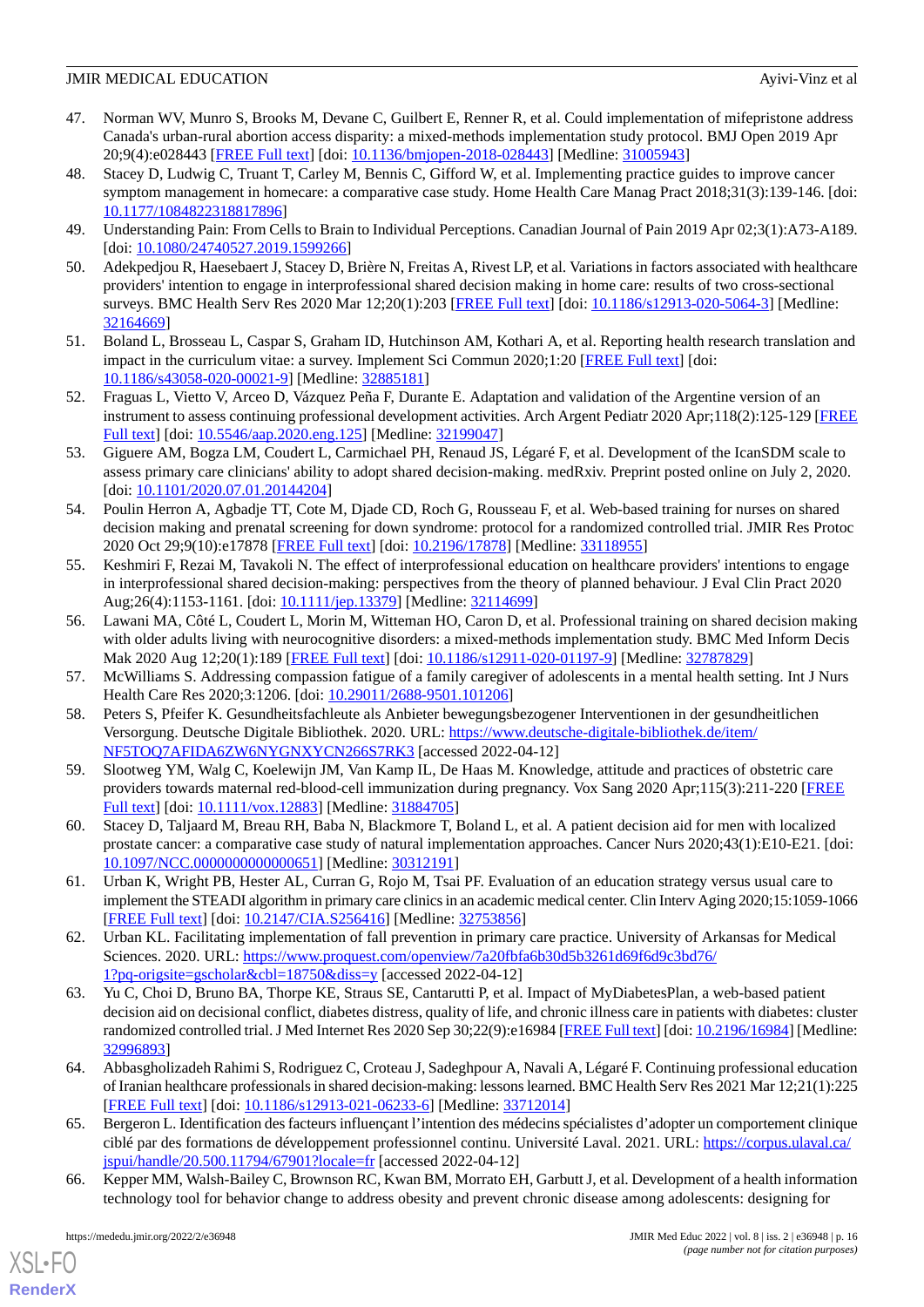47. Norman WV, Munro S, Brooks M, Devane C, Guilbert E, Renner R, et al. Could implementation of mifepristone address Canada's urban-rural abortion access disparity: a mixed-methods implementation study protocol. BMJ Open 2019 Apr 20;9(4):e028443 [FREE Full text] [doi: 10.1136/bmjopen-2018-028443] [Medline: 31005943]
48. Stacey D, Ludwig C, Truant T, Carley M, Bennis C, Gifford W, et al. Implementing practice guides to improve cancer symptom management in homecare: a comparative case study. Home Health Care Manag Pract 2018;31(3):139-146. [doi: 10.1177/1084822318817896]
49. Understanding Pain: From Cells to Brain to Individual Perceptions. Canadian Journal of Pain 2019 Apr 02;3(1):A73-A189. [doi: 10.1080/24740527.2019.1599266]
50. Adekpedjou R, Haesebaert J, Stacey D, Brière N, Freitas A, Rivest LP, et al. Variations in factors associated with healthcare providers' intention to engage in interprofessional shared decision making in home care: results of two cross-sectional surveys. BMC Health Serv Res 2020 Mar 12;20(1):203 [FREE Full text] [doi: 10.1186/s12913-020-5064-3] [Medline: 32164669]
51. Boland L, Brosseau L, Caspar S, Graham ID, Hutchinson AM, Kothari A, et al. Reporting health research translation and impact in the curriculum vitae: a survey. Implement Sci Commun 2020;1:20 [FREE Full text] [doi: 10.1186/s43058-020-00021-9] [Medline: 32885181]
52. Fraguas L, Vietto V, Arceo D, Vázquez Peña F, Durante E. Adaptation and validation of the Argentine version of an instrument to assess continuing professional development activities. Arch Argent Pediatr 2020 Apr;118(2):125-129 [FREE Full text] [doi: 10.5546/aap.2020.eng.125] [Medline: 32199047]
53. Giguere AM, Bogza LM, Coudert L, Carmichael PH, Renaud JS, Légaré F, et al. Development of the IcanSDM scale to assess primary care clinicians' ability to adopt shared decision-making. medRxiv. Preprint posted online on July 2, 2020. [doi: 10.1101/2020.07.01.20144204]
54. Poulin Herron A, Agbadje TT, Cote M, Djade CD, Roch G, Rousseau F, et al. Web-based training for nurses on shared decision making and prenatal screening for down syndrome: protocol for a randomized controlled trial. JMIR Res Protoc 2020 Oct 29;9(10):e17878 [FREE Full text] [doi: 10.2196/17878] [Medline: 33118955]
55. Keshmiri F, Rezai M, Tavakoli N. The effect of interprofessional education on healthcare providers' intentions to engage in interprofessional shared decision-making: perspectives from the theory of planned behaviour. J Eval Clin Pract 2020 Aug;26(4):1153-1161. [doi: 10.1111/jep.13379] [Medline: 32114699]
56. Lawani MA, Côté L, Coudert L, Morin M, Witteman HO, Caron D, et al. Professional training on shared decision making with older adults living with neurocognitive disorders: a mixed-methods implementation study. BMC Med Inform Decis Mak 2020 Aug 12;20(1):189 [FREE Full text] [doi: 10.1186/s12911-020-01197-9] [Medline: 32787829]
57. McWilliams S. Addressing compassion fatigue of a family caregiver of adolescents in a mental health setting. Int J Nurs Health Care Res 2020;3:1206. [doi: 10.29011/2688-9501.101206]
58. Peters S, Pfeifer K. Gesundheitsfachleute als Anbieter bewegungsbezogener Interventionen in der gesundheitlichen Versorgung. Deutsche Digitale Bibliothek. 2020. URL: https://www.deutsche-digitale-bibliothek.de/item/NF5TOQ7AFIDA6ZW6NYGNXYCN266S7RK3 [accessed 2022-04-12]
59. Slootweg YM, Walg C, Koelewijn JM, Van Kamp IL, De Haas M. Knowledge, attitude and practices of obstetric care providers towards maternal red-blood-cell immunization during pregnancy. Vox Sang 2020 Apr;115(3):211-220 [FREE Full text] [doi: 10.1111/vox.12883] [Medline: 31884705]
60. Stacey D, Taljaard M, Breau RH, Baba N, Blackmore T, Boland L, et al. A patient decision aid for men with localized prostate cancer: a comparative case study of natural implementation approaches. Cancer Nurs 2020;43(1):E10-E21. [doi: 10.1097/NCC.0000000000000651] [Medline: 30312191]
61. Urban K, Wright PB, Hester AL, Curran G, Rojo M, Tsai PF. Evaluation of an education strategy versus usual care to implement the STEADI algorithm in primary care clinics in an academic medical center. Clin Interv Aging 2020;15:1059-1066 [FREE Full text] [doi: 10.2147/CIA.S256416] [Medline: 32753856]
62. Urban KL. Facilitating implementation of fall prevention in primary care practice. University of Arkansas for Medical Sciences. 2020. URL: https://www.proquest.com/openview/7a20fbfa6b30d5b3261d69f6d9c3bd76/1?pq-origsite=gscholar&cbl=18750&diss=y [accessed 2022-04-12]
63. Yu C, Choi D, Bruno BA, Thorpe KE, Straus SE, Cantarutti P, et al. Impact of MyDiabetesPlan, a web-based patient decision aid on decisional conflict, diabetes distress, quality of life, and chronic illness care in patients with diabetes: cluster randomized controlled trial. J Med Internet Res 2020 Sep 30;22(9):e16984 [FREE Full text] [doi: 10.2196/16984] [Medline: 32996893]
64. Abbasgholizadeh Rahimi S, Rodriguez C, Croteau J, Sadeghpour A, Navali A, Légaré F. Continuing professional education of Iranian healthcare professionals in shared decision-making: lessons learned. BMC Health Serv Res 2021 Mar 12;21(1):225 [FREE Full text] [doi: 10.1186/s12913-021-06233-6] [Medline: 33712014]
65. Bergeron L. Identification des facteurs influençant l'intention des médecins spécialistes d'adopter un comportement clinique ciblé par des formations de développement professionnel continu. Université Laval. 2021. URL: https://corpus.ulaval.ca/jspui/handle/20.500.11794/67901?locale=fr [accessed 2022-04-12]
66. Kepper MM, Walsh-Bailey C, Brownson RC, Kwan BM, Morrato EH, Garbutt J, et al. Development of a health information technology tool for behavior change to address obesity and prevent chronic disease among adolescents: designing for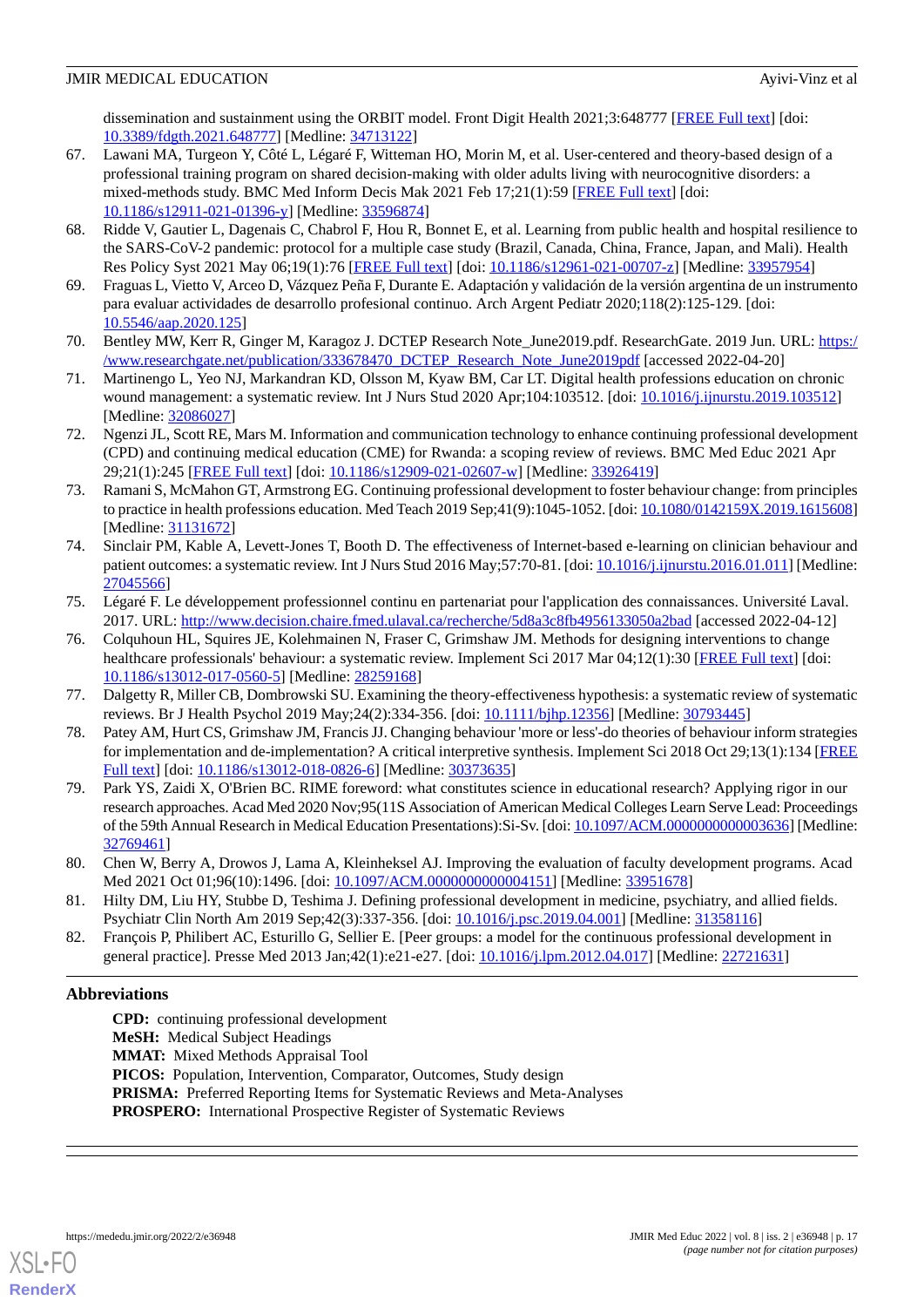dissemination and sustainment using the ORBIT model. Front Digit Health 2021;3:648777 [FREE Full text] [doi: 10.3389/fdgth.2021.648777] [Medline: 34713122]

67. Lawani MA, Turgeon Y, Côté L, Légaré F, Witteman HO, Morin M, et al. User-centered and theory-based design of a professional training program on shared decision-making with older adults living with neurocognitive disorders: a mixed-methods study. BMC Med Inform Decis Mak 2021 Feb 17;21(1):59 [FREE Full text] [doi: 10.1186/s12911-021-01396-y] [Medline: 33596874]
68. Ridde V, Gautier L, Dagenais C, Chabrol F, Hou R, Bonnet E, et al. Learning from public health and hospital resilience to the SARS-CoV-2 pandemic: protocol for a multiple case study (Brazil, Canada, China, France, Japan, and Mali). Health Res Policy Syst 2021 May 06;19(1):76 [FREE Full text] [doi: 10.1186/s12961-021-00707-z] [Medline: 33957954]
69. Fraguas L, Vietto V, Arceo D, Vázquez Peña F, Durante E. Adaptación y validación de la versión argentina de un instrumento para evaluar actividades de desarrollo profesional continuo. Arch Argent Pediatr 2020;118(2):125-129. [doi: 10.5546/aap.2020.125]
70. Bentley MW, Kerr R, Ginger M, Karagoz J. DCTEP Research Note_June2019.pdf. ResearchGate. 2019 Jun. URL: https://www.researchgate.net/publication/333678470_DCTEP_Research_Note_June2019pdf [accessed 2022-04-20]
71. Martinengo L, Yeo NJ, Markandran KD, Olsson M, Kyaw BM, Car LT. Digital health professions education on chronic wound management: a systematic review. Int J Nurs Stud 2020 Apr;104:103512. [doi: 10.1016/j.ijnurstu.2019.103512] [Medline: 32086027]
72. Ngenzi JL, Scott RE, Mars M. Information and communication technology to enhance continuing professional development (CPD) and continuing medical education (CME) for Rwanda: a scoping review of reviews. BMC Med Educ 2021 Apr 29;21(1):245 [FREE Full text] [doi: 10.1186/s12909-021-02607-w] [Medline: 33926419]
73. Ramani S, McMahon GT, Armstrong EG. Continuing professional development to foster behaviour change: from principles to practice in health professions education. Med Teach 2019 Sep;41(9):1045-1052. [doi: 10.1080/0142159X.2019.1615608] [Medline: 31131672]
74. Sinclair PM, Kable A, Levett-Jones T, Booth D. The effectiveness of Internet-based e-learning on clinician behaviour and patient outcomes: a systematic review. Int J Nurs Stud 2016 May;57:70-81. [doi: 10.1016/j.ijnurstu.2016.01.011] [Medline: 27045566]
75. Légaré F. Le développement professionnel continu en partenariat pour l'application des connaissances. Université Laval. 2017. URL: http://www.decision.chaire.fmed.ulaval.ca/recherche/5d8a3c8fb4956133050a2bad [accessed 2022-04-12]
76. Colquhoun HL, Squires JE, Kolehmainen N, Fraser C, Grimshaw JM. Methods for designing interventions to change healthcare professionals' behaviour: a systematic review. Implement Sci 2017 Mar 04;12(1):30 [FREE Full text] [doi: 10.1186/s13012-017-0560-5] [Medline: 28259168]
77. Dalgetty R, Miller CB, Dombrowski SU. Examining the theory-effectiveness hypothesis: a systematic review of systematic reviews. Br J Health Psychol 2019 May;24(2):334-356. [doi: 10.1111/bjhp.12356] [Medline: 30793445]
78. Patey AM, Hurt CS, Grimshaw JM, Francis JJ. Changing behaviour 'more or less'-do theories of behaviour inform strategies for implementation and de-implementation? A critical interpretive synthesis. Implement Sci 2018 Oct 29;13(1):134 [FREE Full text] [doi: 10.1186/s13012-018-0826-6] [Medline: 30373635]
79. Park YS, Zaidi X, O'Brien BC. RIME foreword: what constitutes science in educational research? Applying rigor in our research approaches. Acad Med 2020 Nov;95(11S Association of American Medical Colleges Learn Serve Lead: Proceedings of the 59th Annual Research in Medical Education Presentations):Si-Sv. [doi: 10.1097/ACM.0000000000003636] [Medline: 32769461]
80. Chen W, Berry A, Drowos J, Lama A, Kleinheksel AJ. Improving the evaluation of faculty development programs. Acad Med 2021 Oct 01;96(10):1496. [doi: 10.1097/ACM.0000000000004151] [Medline: 33951678]
81. Hilty DM, Liu HY, Stubbe D, Teshima J. Defining professional development in medicine, psychiatry, and allied fields. Psychiatr Clin North Am 2019 Sep;42(3):337-356. [doi: 10.1016/j.psc.2019.04.001] [Medline: 31358116]
82. François P, Philibert AC, Esturillo G, Sellier E. [Peer groups: a model for the continuous professional development in general practice]. Presse Med 2013 Jan;42(1):e21-e27. [doi: 10.1016/j.lpm.2012.04.017] [Medline: 22721631]

## Abbreviations

**CPD:** continuing professional development
**MeSH:** Medical Subject Headings
**MMAT:** Mixed Methods Appraisal Tool
**PICOS:** Population, Intervention, Comparator, Outcomes, Study design
**PRISMA:** Preferred Reporting Items for Systematic Reviews and Meta-Analyses
**PROSPERO:** International Prospective Register of Systematic Reviews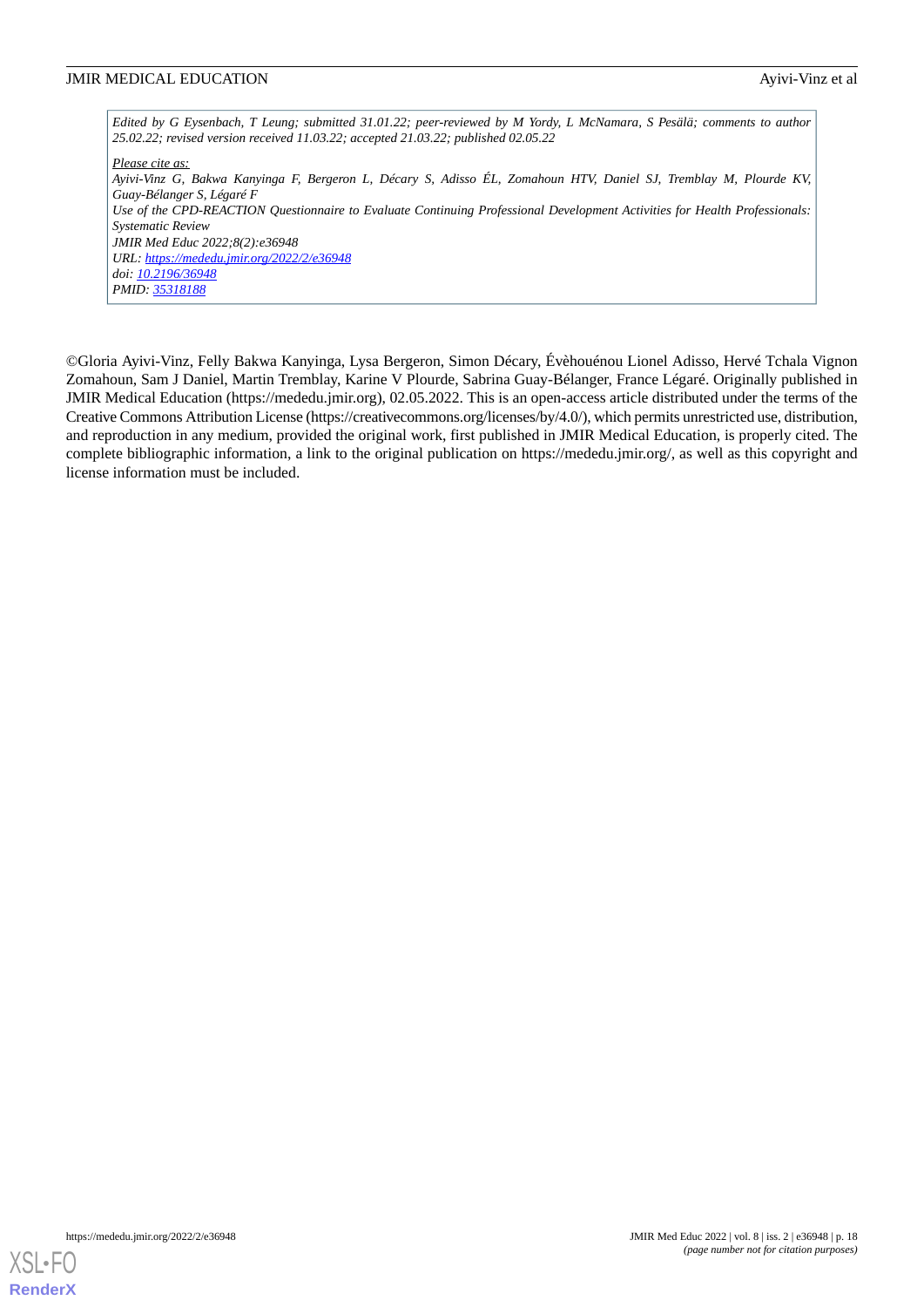*Edited by G Eysenbach, T Leung; submitted 31.01.22; peer-reviewed by M Yordy, L McNamara, S Pesälä; comments to author 25.02.22; revised version received 11.03.22; accepted 21.03.22; published 02.05.22*

*Please cite as:*
*Ayivi-Vinz G, Bakwa Kanyinga F, Bergeron L, Décary S, Adisso ÉL, Zomahoun HTV, Daniel SJ, Tremblay M, Plourde KV, Guay-Bélanger S, Légaré F*
*Use of the CPD-REACTION Questionnaire to Evaluate Continuing Professional Development Activities for Health Professionals: Systematic Review*
*JMIR Med Educ 2022;8(2):e36948*
*URL: https://mededu.jmir.org/2022/2/e36948*
*doi: 10.2196/36948*
*PMID: 35318188*

©Gloria Ayivi-Vinz, Felly Bakwa Kanyinga, Lysa Bergeron, Simon Décary, Évèhouénou Lionel Adisso, Hervé Tchala Vignon Zomahoun, Sam J Daniel, Martin Tremblay, Karine V Plourde, Sabrina Guay-Bélanger, France Légaré. Originally published in JMIR Medical Education (https://mededu.jmir.org), 02.05.2022. This is an open-access article distributed under the terms of the Creative Commons Attribution License (https://creativecommons.org/licenses/by/4.0/), which permits unrestricted use, distribution, and reproduction in any medium, provided the original work, first published in JMIR Medical Education, is properly cited. The complete bibliographic information, a link to the original publication on https://mededu.jmir.org/, as well as this copyright and license information must be included.